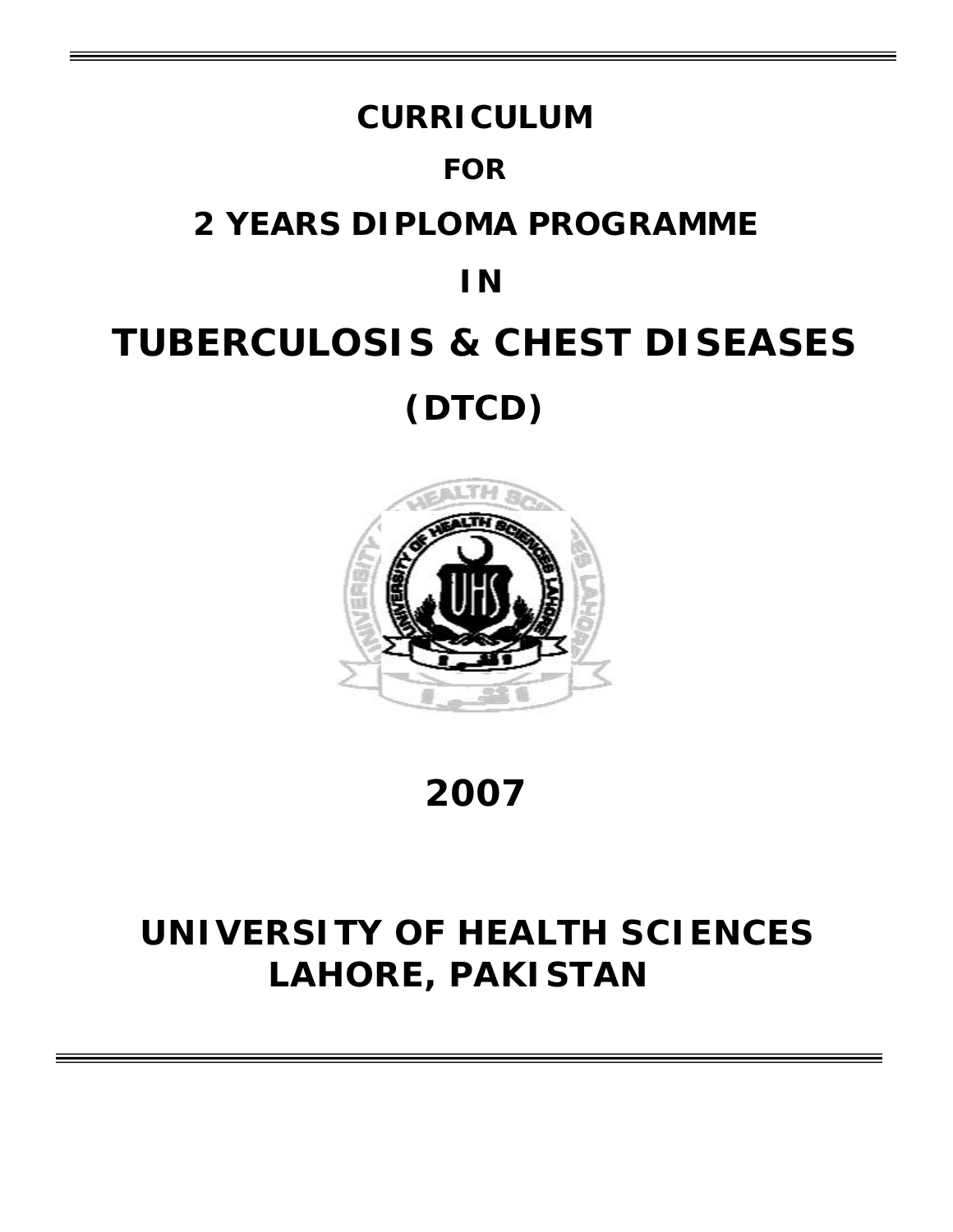# CURRICULUM

## FOR

## 2 YEARS DIPLOMA PROGRAMME

## IN

# TUBERCULOSIS & CHEST DISEASES

## (DTCD)

## 2007

## UNIVERSITY OF HEALTH SCIENCES
## LAHORE, PAKISTAN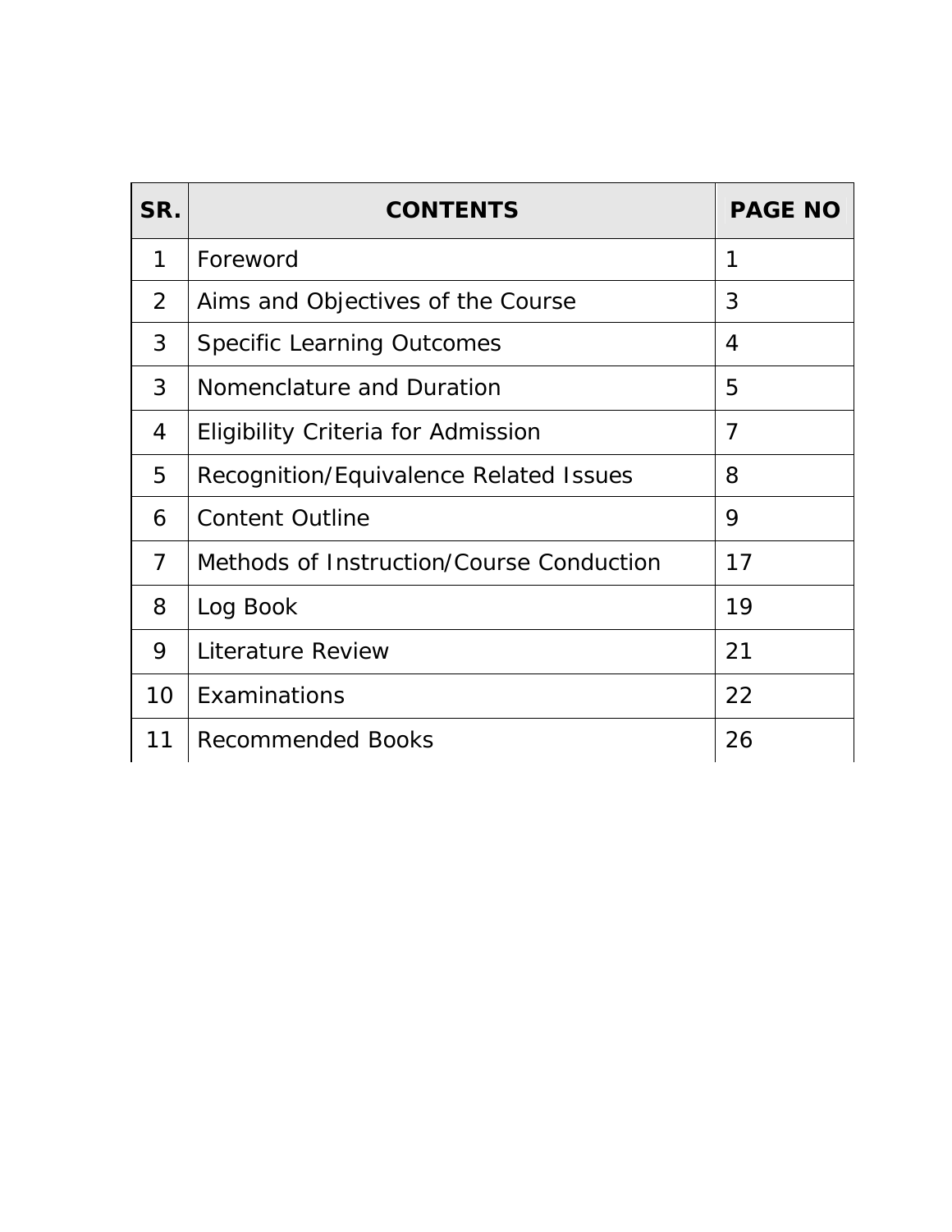| SR. | CONTENTS | PAGE NO |
|---|---|---|
| 1 | Foreword | 1 |
| 2 | Aims and Objectives of the Course | 3 |
| 3 | Specific Learning Outcomes | 4 |
| 3 | Nomenclature and Duration | 5 |
| 4 | Eligibility Criteria for Admission | 7 |
| 5 | Recognition/Equivalence Related Issues | 8 |
| 6 | Content Outline | 9 |
| 7 | Methods of Instruction/Course Conduction | 17 |
| 8 | Log Book | 19 |
| 9 | Literature Review | 21 |
| 10 | Examinations | 22 |
| 11 | Recommended Books | 26 |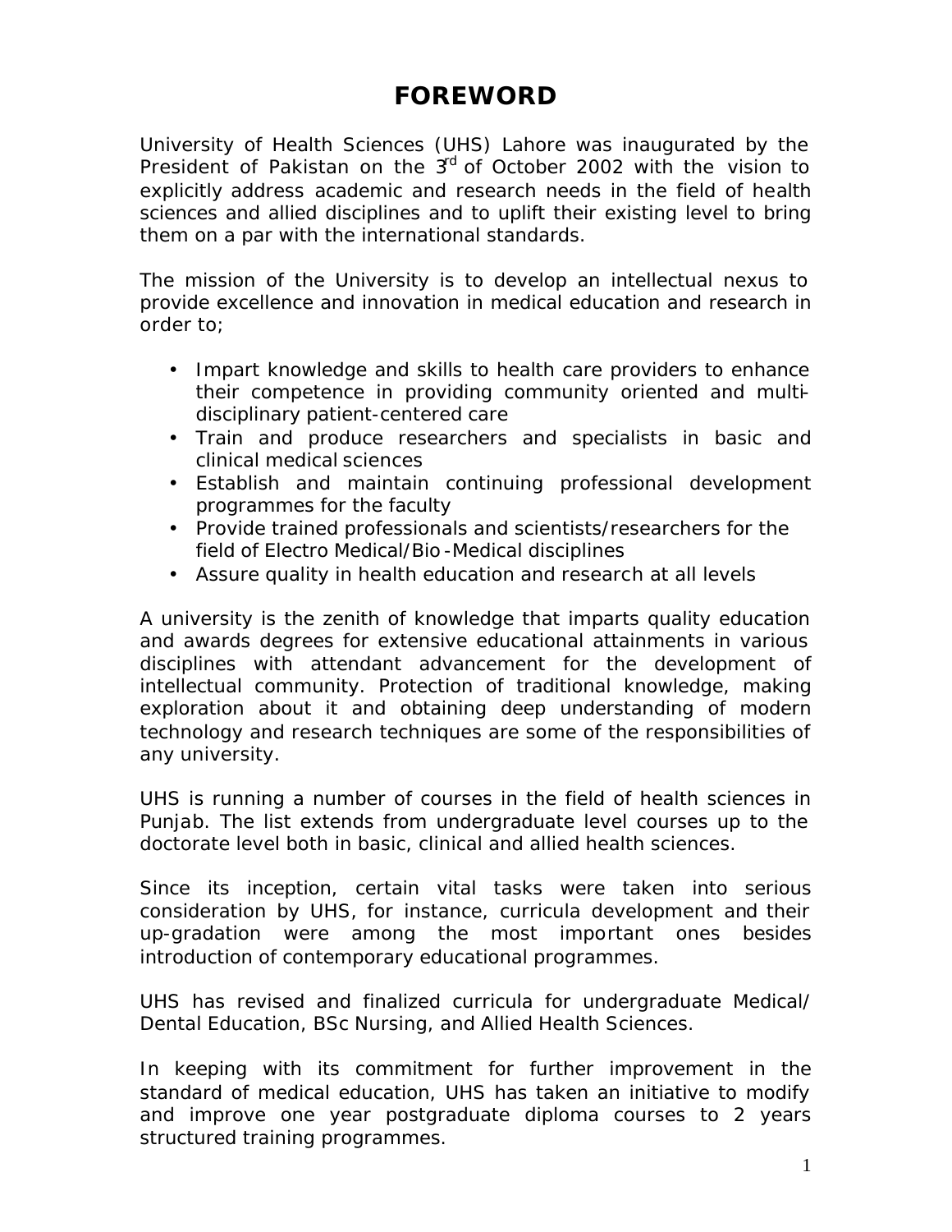# FOREWORD

University of Health Sciences (UHS) Lahore was inaugurated by the President of Pakistan on the 3rd of October 2002 with the vision to explicitly address academic and research needs in the field of health sciences and allied disciplines and to uplift their existing level to bring them on a par with the international standards.

The mission of the University is to develop an intellectual nexus to provide excellence and innovation in medical education and research in order to;

- Impart knowledge and skills to health care providers to enhance their competence in providing community oriented and multi-disciplinary patient-centered care
- Train and produce researchers and specialists in basic and clinical medical sciences
- Establish and maintain continuing professional development programmes for the faculty
- Provide trained professionals and scientists/researchers for the field of Electro Medical/Bio-Medical disciplines
- Assure quality in health education and research at all levels

A university is the zenith of knowledge that imparts quality education and awards degrees for extensive educational attainments in various disciplines with attendant advancement for the development of intellectual community. Protection of traditional knowledge, making exploration about it and obtaining deep understanding of modern technology and research techniques are some of the responsibilities of any university.

UHS is running a number of courses in the field of health sciences in Punjab. The list extends from undergraduate level courses up to the doctorate level both in basic, clinical and allied health sciences.

Since its inception, certain vital tasks were taken into serious consideration by UHS, for instance, curricula development and their up-gradation were among the most important ones besides introduction of contemporary educational programmes.

UHS has revised and finalized curricula for undergraduate Medical/ Dental Education, BSc Nursing, and Allied Health Sciences.

In keeping with its commitment for further improvement in the standard of medical education, UHS has taken an initiative to modify and improve one year postgraduate diploma courses to 2 years structured training programmes.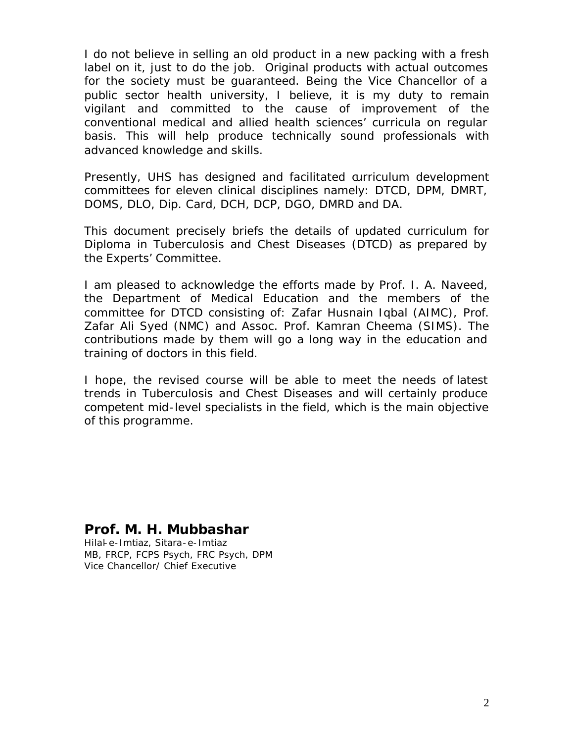I do not believe in selling an old product in a new packing with a fresh label on it, just to do the job. Original products with actual outcomes for the society must be guaranteed. Being the Vice Chancellor of a public sector health university, I believe, it is my duty to remain vigilant and committed to the cause of improvement of the conventional medical and allied health sciences' curricula on regular basis. This will help produce technically sound professionals with advanced knowledge and skills.

Presently, UHS has designed and facilitated curriculum development committees for eleven clinical disciplines namely: DTCD, DPM, DMRT, DOMS, DLO, Dip. Card, DCH, DCP, DGO, DMRD and DA.

This document precisely briefs the details of updated curriculum for Diploma in Tuberculosis and Chest Diseases (DTCD) as prepared by the Experts' Committee.

I am pleased to acknowledge the efforts made by Prof. I. A. Naveed, the Department of Medical Education and the members of the committee for DTCD consisting of: Zafar Husnain Iqbal (AIMC), Prof. Zafar Ali Syed (NMC) and Assoc. Prof. Kamran Cheema (SIMS). The contributions made by them will go a long way in the education and training of doctors in this field.

I hope, the revised course will be able to meet the needs of latest trends in Tuberculosis and Chest Diseases and will certainly produce competent mid-level specialists in the field, which is the main objective of this programme.

**Prof. M. H. Mubbashar**
Hilal-e-Imtiaz, Sitara-e-Imtiaz
MB, FRCP, FCPS Psych, FRC Psych, DPM
Vice Chancellor/ Chief Executive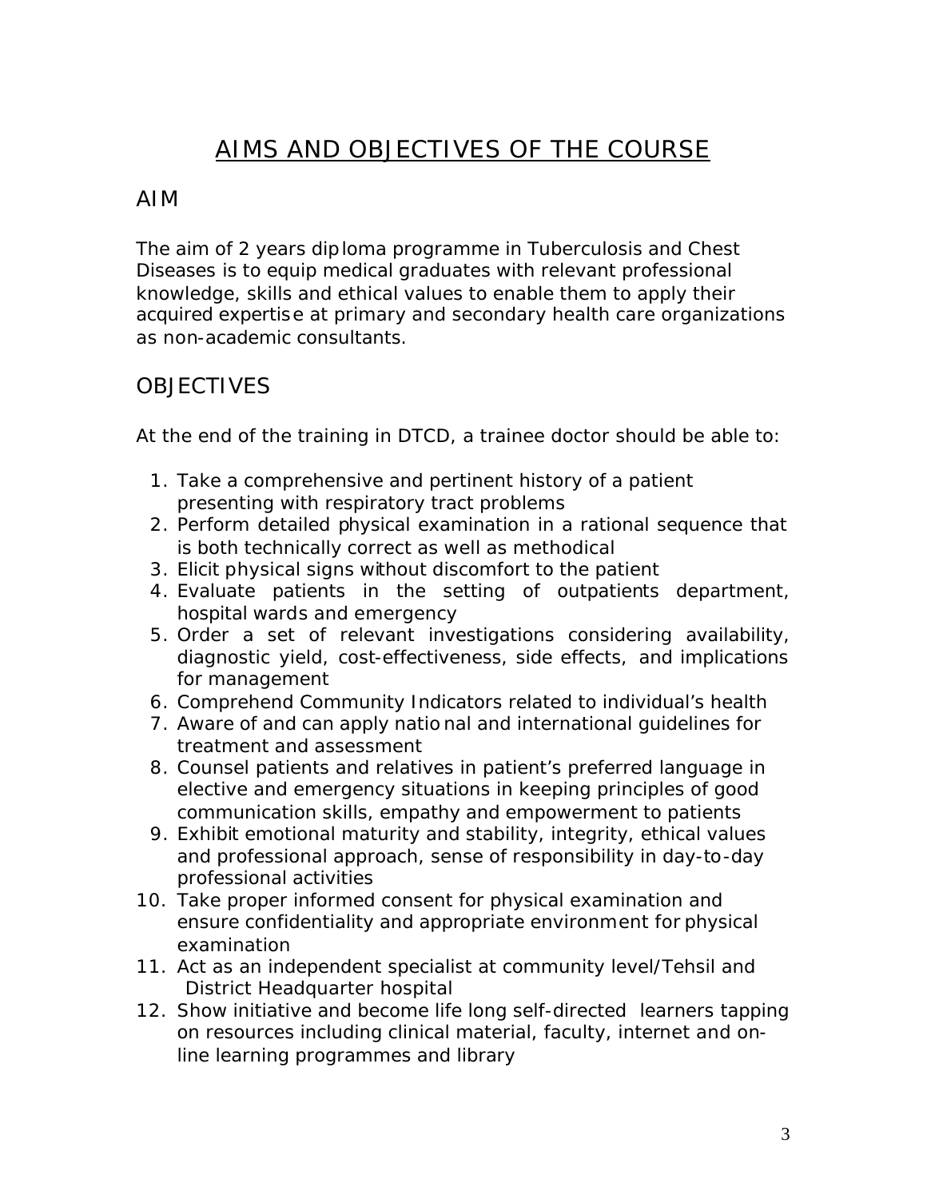# AIMS AND OBJECTIVES OF THE COURSE

## AIM

The aim of 2 years diploma programme in Tuberculosis and Chest Diseases is to equip medical graduates with relevant professional knowledge, skills and ethical values to enable them to apply their acquired expertise at primary and secondary health care organizations as non-academic consultants.

## OBJECTIVES

At the end of the training in DTCD, a trainee doctor should be able to:

1. Take a comprehensive and pertinent history of a patient presenting with respiratory tract problems
2. Perform detailed physical examination in a rational sequence that is both technically correct as well as methodical
3. Elicit physical signs without discomfort to the patient
4. Evaluate patients in the setting of outpatients department, hospital wards and emergency
5. Order a set of relevant investigations considering availability, diagnostic yield, cost-effectiveness, side effects, and implications for management
6. Comprehend Community Indicators related to individual's health
7. Aware of and can apply national and international guidelines for treatment and assessment
8. Counsel patients and relatives in patient's preferred language in elective and emergency situations in keeping principles of good communication skills, empathy and empowerment to patients
9. Exhibit emotional maturity and stability, integrity, ethical values and professional approach, sense of responsibility in day-to-day professional activities
10. Take proper informed consent for physical examination and ensure confidentiality and appropriate environment for physical examination
11. Act as an independent specialist at community level/Tehsil and District Headquarter hospital
12. Show initiative and become life long self-directed learners tapping on resources including clinical material, faculty, internet and on-line learning programmes and library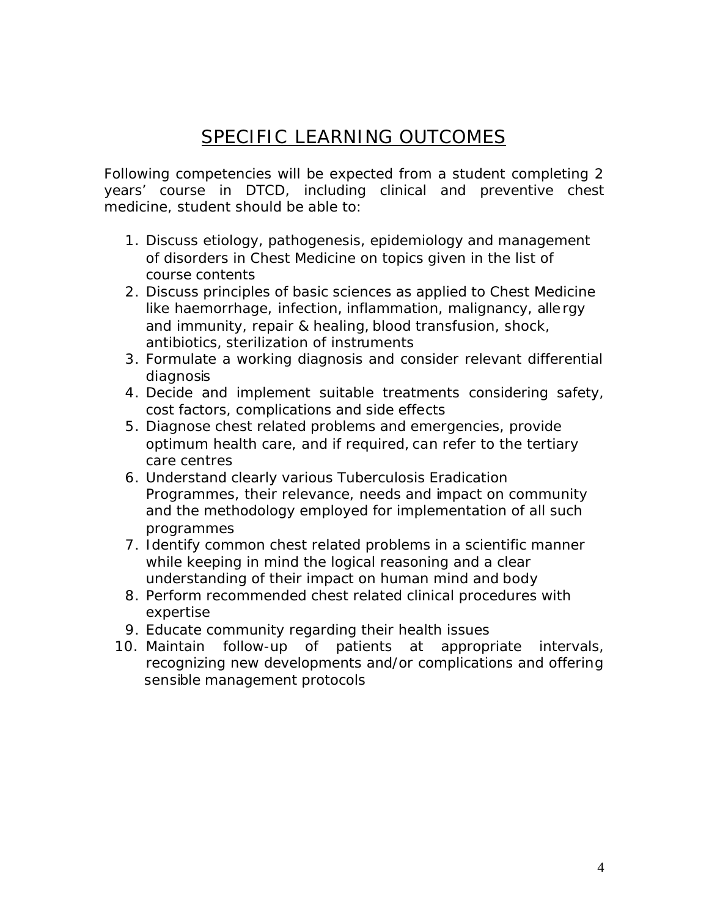# SPECIFIC LEARNING OUTCOMES

Following competencies will be expected from a student completing 2 years' course in DTCD, including clinical and preventive chest medicine, student should be able to:

1. Discuss etiology, pathogenesis, epidemiology and management of disorders in Chest Medicine on topics given in the list of course contents
2. Discuss principles of basic sciences as applied to Chest Medicine like haemorrhage, infection, inflammation, malignancy, allergy and immunity, repair & healing, blood transfusion, shock, antibiotics, sterilization of instruments
3. Formulate a working diagnosis and consider relevant differential diagnosis
4. Decide and implement suitable treatments considering safety, cost factors, complications and side effects
5. Diagnose chest related problems and emergencies, provide optimum health care, and if required, can refer to the tertiary care centres
6. Understand clearly various Tuberculosis Eradication Programmes, their relevance, needs and impact on community and the methodology employed for implementation of all such programmes
7. Identify common chest related problems in a scientific manner while keeping in mind the logical reasoning and a clear understanding of their impact on human mind and body
8. Perform recommended chest related clinical procedures with expertise
9. Educate community regarding their health issues
10. Maintain follow-up of patients at appropriate intervals, recognizing new developments and/or complications and offering sensible management protocols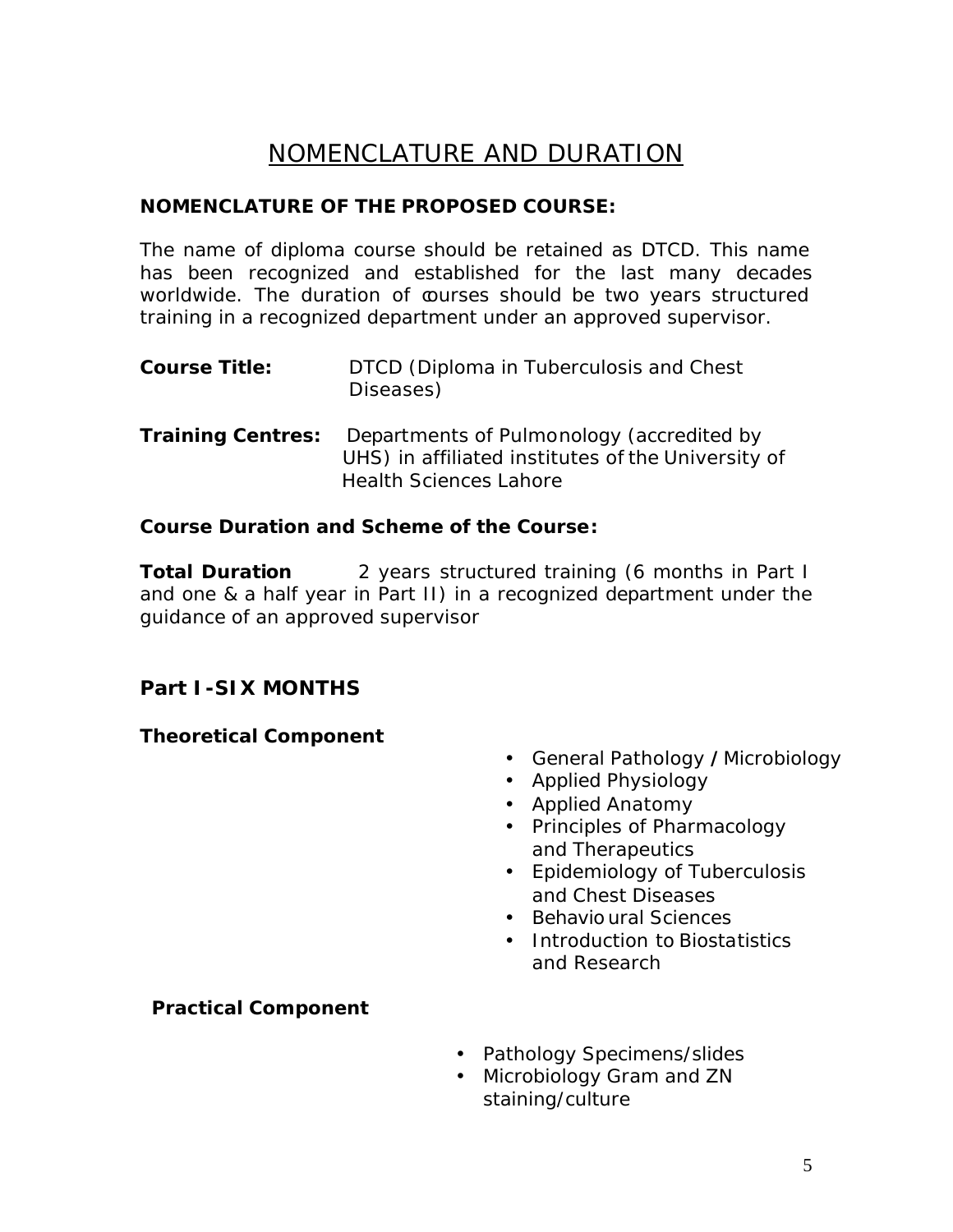# NOMENCLATURE AND DURATION

**NOMENCLATURE OF THE PROPOSED COURSE:**

The name of diploma course should be retained as DTCD. This name has been recognized and established for the last many decades worldwide. The duration of courses should be two years structured training in a recognized department under an approved supervisor.

**Course Title:** DTCD (Diploma in Tuberculosis and Chest Diseases)

**Training Centres:** Departments of Pulmonology (accredited by UHS) in affiliated institutes of the University of Health Sciences Lahore

**Course Duration and Scheme of the Course:**

**Total Duration** 2 years structured training (6 months in Part I and one & a half year in Part II) in a recognized department under the guidance of an approved supervisor

## Part I -SIX MONTHS

**Theoretical Component**

- General Pathology / Microbiology
- Applied Physiology
- Applied Anatomy
- Principles of Pharmacology and Therapeutics
- Epidemiology of Tuberculosis and Chest Diseases
- Behavioural Sciences
- Introduction to Biostatistics and Research

**Practical Component**

- Pathology Specimens/slides
- Microbiology Gram and ZN staining/culture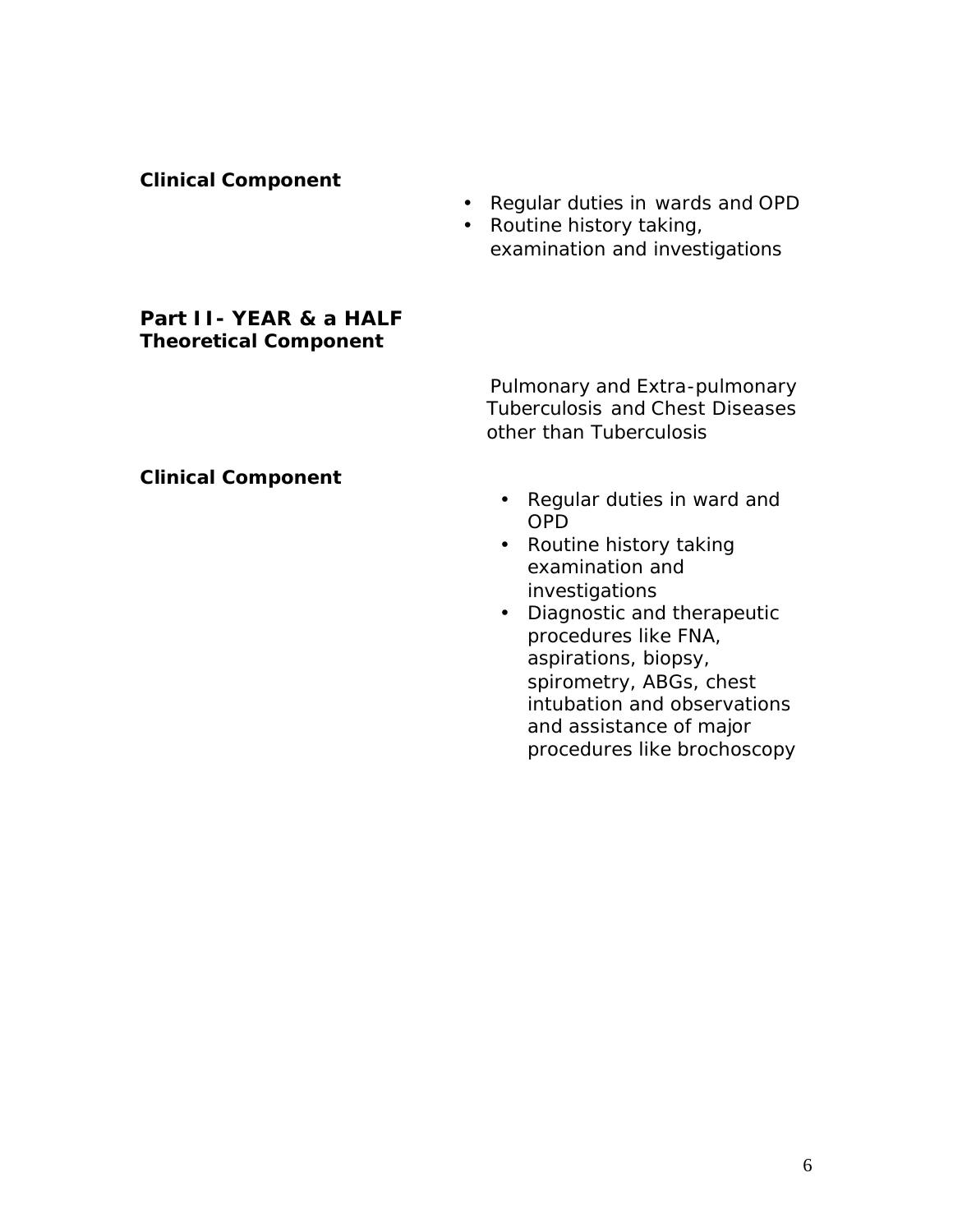**Clinical Component**

- Regular duties in wards and OPD
- Routine history taking, examination and investigations

**Part II- YEAR & a HALF**
**Theoretical Component**

Pulmonary and Extra-pulmonary Tuberculosis and Chest Diseases other than Tuberculosis

**Clinical Component**

- Regular duties in ward and OPD
- Routine history taking examination and investigations
- Diagnostic and therapeutic procedures like FNA, aspirations, biopsy, spirometry, ABGs, chest intubation and observations and assistance of major procedures like brochoscopy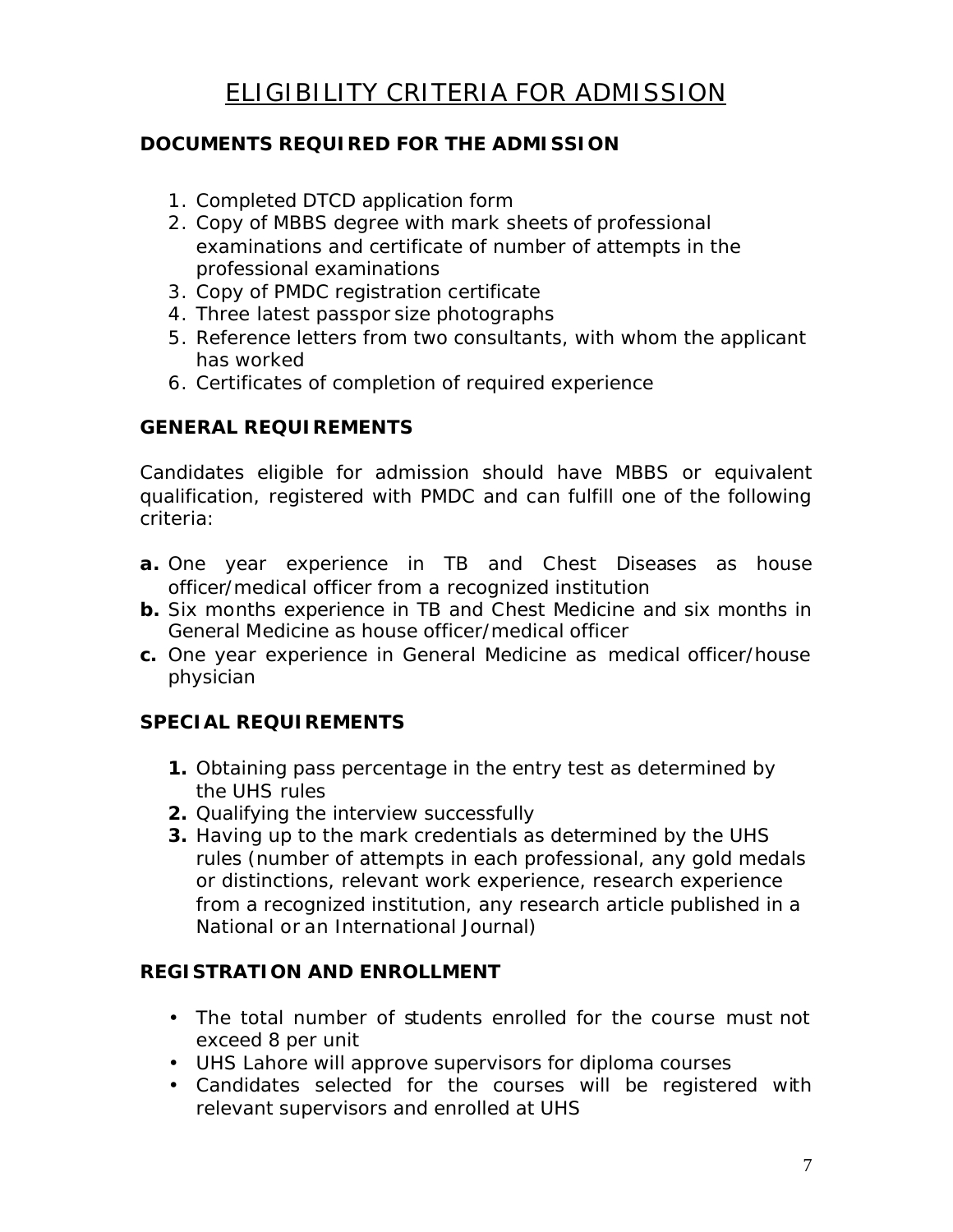# ELIGIBILITY CRITERIA FOR ADMISSION

### DOCUMENTS REQUIRED FOR THE ADMISSION

1. Completed DTCD application form
2. Copy of MBBS degree with mark sheets of professional examinations and certificate of number of attempts in the professional examinations
3. Copy of PMDC registration certificate
4. Three latest passpor size photographs
5. Reference letters from two consultants, with whom the applicant has worked
6. Certificates of completion of required experience

### GENERAL REQUIREMENTS

Candidates eligible for admission should have MBBS or equivalent qualification, registered with PMDC and can fulfill one of the following criteria:

**a.** One year experience in TB and Chest Diseases as house officer/medical officer from a recognized institution
**b.** Six months experience in TB and Chest Medicine and six months in General Medicine as house officer/medical officer
**c.** One year experience in General Medicine as medical officer/house physician

### SPECIAL REQUIREMENTS

**1.** Obtaining pass percentage in the entry test as determined by the UHS rules
**2.** Qualifying the interview successfully
**3.** Having up to the mark credentials as determined by the UHS rules (number of attempts in each professional, any gold medals or distinctions, relevant work experience, research experience from a recognized institution, any research article published in a National or an International Journal)

### REGISTRATION AND ENROLLMENT

- The total number of students enrolled for the course must not exceed 8 per unit
- UHS Lahore will approve supervisors for diploma courses
- Candidates selected for the courses will be registered with relevant supervisors and enrolled at UHS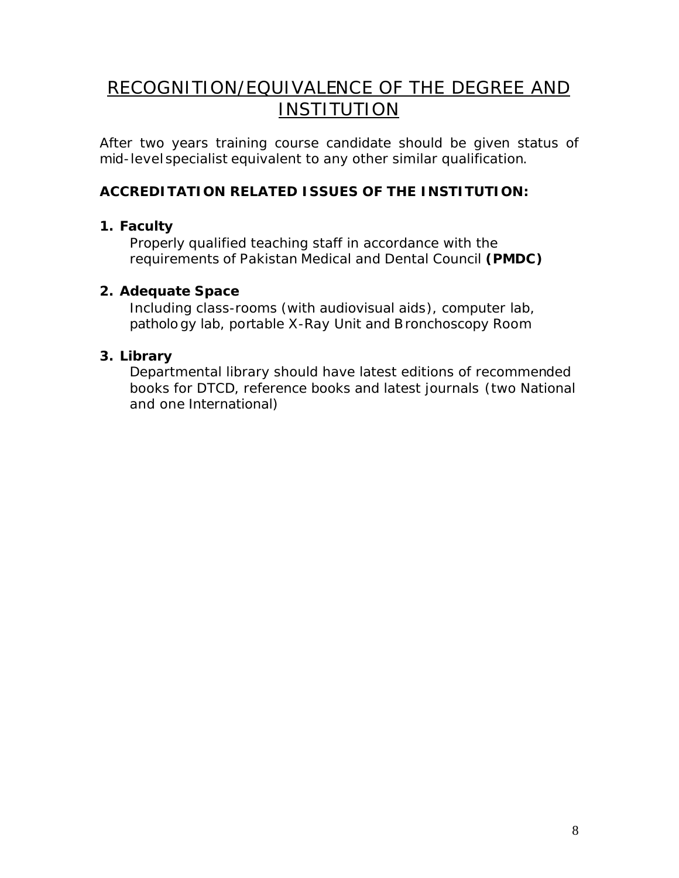# RECOGNITION/EQUIVALENCE OF THE DEGREE AND INSTITUTION

After two years training course candidate should be given status of mid-level specialist equivalent to any other similar qualification.

## ACCREDITATION RELATED ISSUES OF THE INSTITUTION:

**1. Faculty**

Properly qualified teaching staff in accordance with the requirements of Pakistan Medical and Dental Council **(PMDC)**

**2. Adequate Space**

Including class-rooms (with audiovisual aids), computer lab, pathology lab, portable X-Ray Unit and Bronchoscopy Room

**3. Library**

Departmental library should have latest editions of recommended books for DTCD, reference books and latest journals (two National and one International)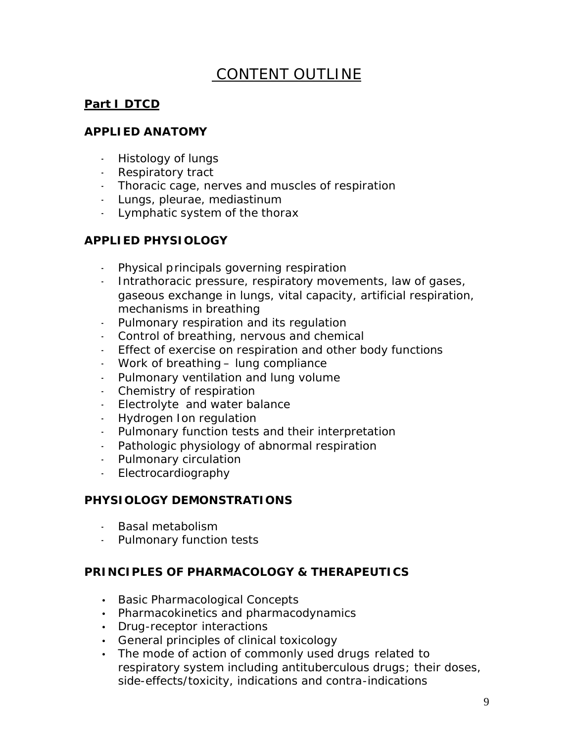# CONTENT OUTLINE

## **Part I DTCD**

### APPLIED ANATOMY

- Histology of lungs
- Respiratory tract
- Thoracic cage, nerves and muscles of respiration
- Lungs, pleurae, mediastinum
- Lymphatic system of the thorax

### APPLIED PHYSIOLOGY

- Physical principals governing respiration
- Intrathoracic pressure, respiratory movements, law of gases, gaseous exchange in lungs, vital capacity, artificial respiration, mechanisms in breathing
- Pulmonary respiration and its regulation
- Control of breathing, nervous and chemical
- Effect of exercise on respiration and other body functions
- Work of breathing – lung compliance
- Pulmonary ventilation and lung volume
- Chemistry of respiration
- Electrolyte and water balance
- Hydrogen Ion regulation
- Pulmonary function tests and their interpretation
- Pathologic physiology of abnormal respiration
- Pulmonary circulation
- Electrocardiography

### PHYSIOLOGY DEMONSTRATIONS

- Basal metabolism
- Pulmonary function tests

### PRINCIPLES OF PHARMACOLOGY & THERAPEUTICS

- Basic Pharmacological Concepts
- Pharmacokinetics and pharmacodynamics
- Drug-receptor interactions
- General principles of clinical toxicology
- The mode of action of commonly used drugs related to respiratory system including antituberculous drugs; their doses, side-effects/toxicity, indications and contra-indications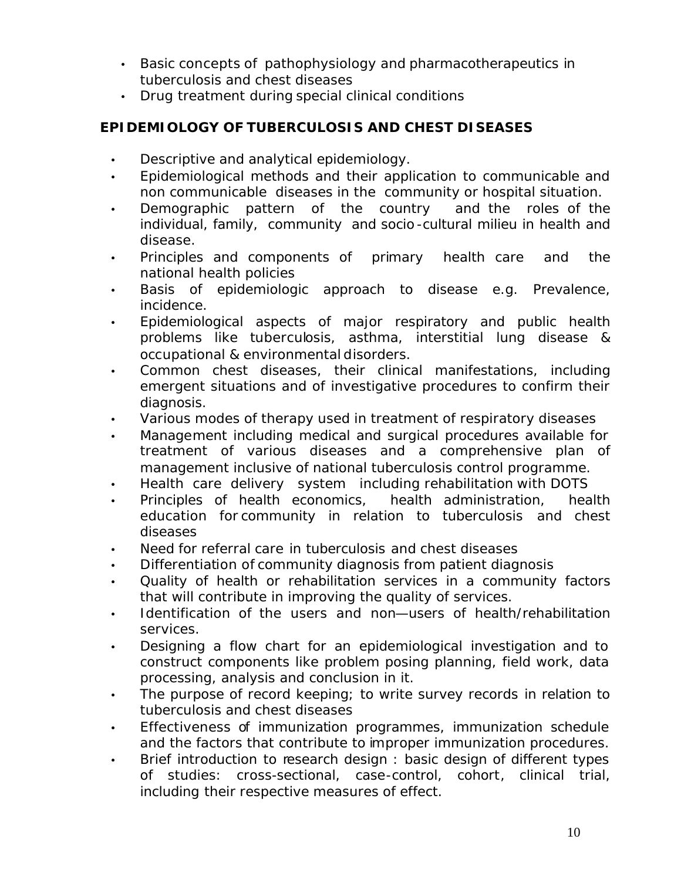- Basic concepts of pathophysiology and pharmacotherapeutics in tuberculosis and chest diseases
- Drug treatment during special clinical conditions

## EPIDEMIOLOGY OF TUBERCULOSIS AND CHEST DISEASES

- Descriptive and analytical epidemiology.
- Epidemiological methods and their application to communicable and non communicable diseases in the community or hospital situation.
- Demographic pattern of the country and the roles of the individual, family, community and socio-cultural milieu in health and disease.
- Principles and components of primary health care and the national health policies
- Basis of epidemiologic approach to disease e.g. Prevalence, incidence.
- Epidemiological aspects of major respiratory and public health problems like tuberculosis, asthma, interstitial lung disease & occupational & environmental disorders.
- Common chest diseases, their clinical manifestations, including emergent situations and of investigative procedures to confirm their diagnosis.
- Various modes of therapy used in treatment of respiratory diseases
- Management including medical and surgical procedures available for treatment of various diseases and a comprehensive plan of management inclusive of national tuberculosis control programme.
- Health care delivery system including rehabilitation with DOTS
- Principles of health economics, health administration, health education for community in relation to tuberculosis and chest diseases
- Need for referral care in tuberculosis and chest diseases
- Differentiation of community diagnosis from patient diagnosis
- Quality of health or rehabilitation services in a community factors that will contribute in improving the quality of services.
- Identification of the users and non—users of health/rehabilitation services.
- Designing a flow chart for an epidemiological investigation and to construct components like problem posing planning, field work, data processing, analysis and conclusion in it.
- The purpose of record keeping; to write survey records in relation to tuberculosis and chest diseases
- Effectiveness of immunization programmes, immunization schedule and the factors that contribute to improper immunization procedures.
- Brief introduction to research design : basic design of different types of studies: cross-sectional, case-control, cohort, clinical trial, including their respective measures of effect.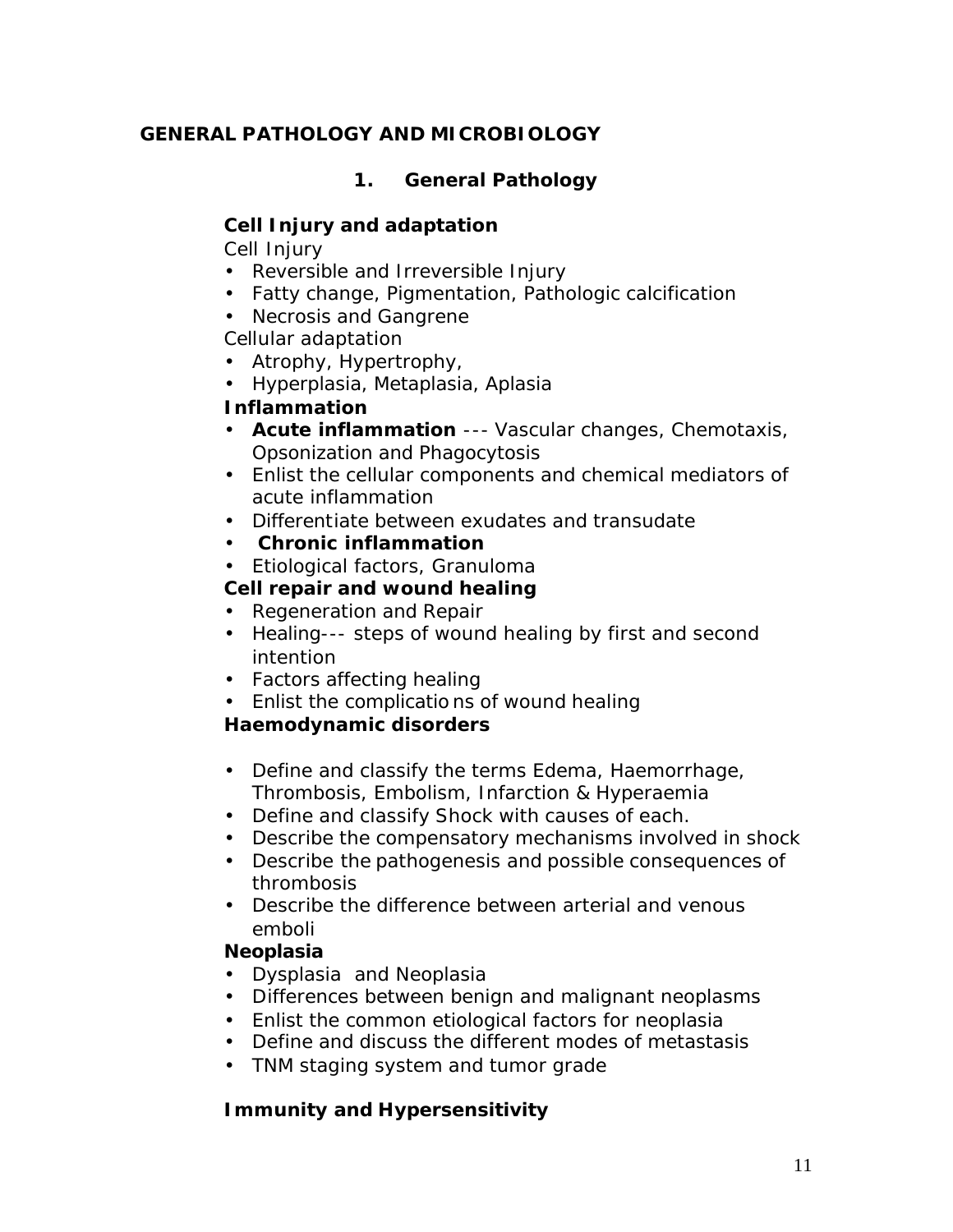# GENERAL PATHOLOGY AND MICROBIOLOGY

## 1. General Pathology

**Cell Injury and adaptation**

Cell Injury

- Reversible and Irreversible Injury
- Fatty change, Pigmentation, Pathologic calcification
- Necrosis and Gangrene

Cellular adaptation

- Atrophy, Hypertrophy,
- Hyperplasia, Metaplasia, Aplasia

**Inflammation**

- **Acute inflammation** --- Vascular changes, Chemotaxis, Opsonization and Phagocytosis
- Enlist the cellular components and chemical mediators of acute inflammation
- Differentiate between exudates and transudate
- **Chronic inflammation**
- Etiological factors, Granuloma

**Cell repair and wound healing**

- Regeneration and Repair
- Healing--- steps of wound healing by first and second intention
- Factors affecting healing
- Enlist the complications of wound healing

**Haemodynamic disorders**

- Define and classify the terms Edema, Haemorrhage, Thrombosis, Embolism, Infarction & Hyperaemia
- Define and classify Shock with causes of each.
- Describe the compensatory mechanisms involved in shock
- Describe the pathogenesis and possible consequences of thrombosis
- Describe the difference between arterial and venous emboli

**Neoplasia**

- Dysplasia and Neoplasia
- Differences between benign and malignant neoplasms
- Enlist the common etiological factors for neoplasia
- Define and discuss the different modes of metastasis
- TNM staging system and tumor grade

**Immunity and Hypersensitivity**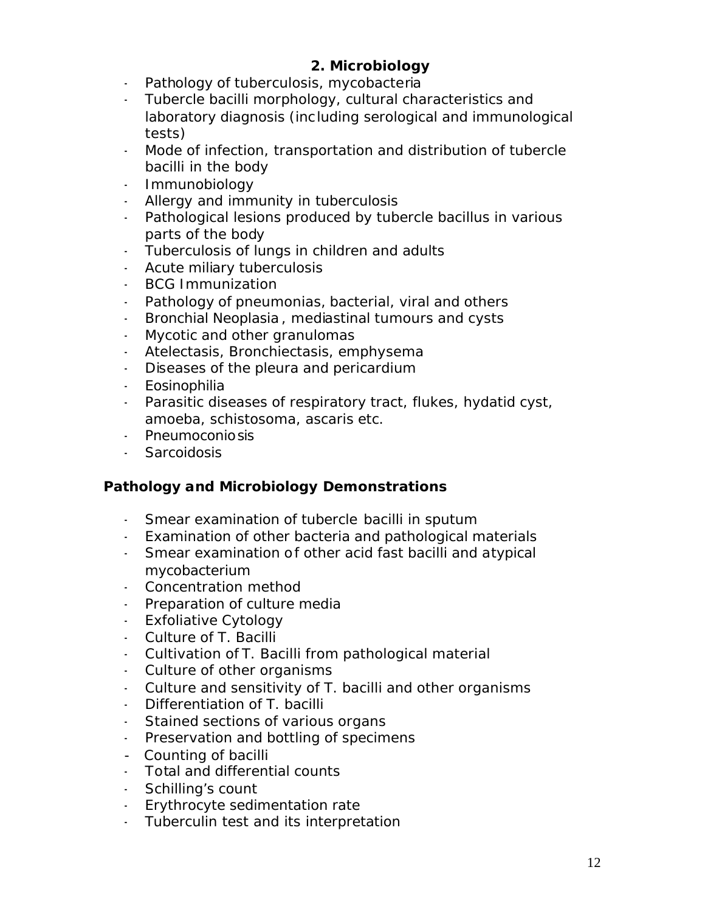## 2. Microbiology

- Pathology of tuberculosis, mycobacteria
- Tubercle bacilli morphology, cultural characteristics and laboratory diagnosis (including serological and immunological tests)
- Mode of infection, transportation and distribution of tubercle bacilli in the body
- Immunobiology
- Allergy and immunity in tuberculosis
- Pathological lesions produced by tubercle bacillus in various parts of the body
- Tuberculosis of lungs in children and adults
- Acute miliary tuberculosis
- BCG Immunization
- Pathology of pneumonias, bacterial, viral and others
- Bronchial Neoplasia, mediastinal tumours and cysts
- Mycotic and other granulomas
- Atelectasis, Bronchiectasis, emphysema
- Diseases of the pleura and pericardium
- Eosinophilia
- Parasitic diseases of respiratory tract, flukes, hydatid cyst, amoeba, schistosoma, ascaris etc.
- Pneumoconiosis
- Sarcoidosis

### Pathology and Microbiology Demonstrations

- Smear examination of tubercle bacilli in sputum
- Examination of other bacteria and pathological materials
- Smear examination of other acid fast bacilli and atypical mycobacterium
- Concentration method
- Preparation of culture media
- Exfoliative Cytology
- Culture of T. Bacilli
- Cultivation of T. Bacilli from pathological material
- Culture of other organisms
- Culture and sensitivity of T. bacilli and other organisms
- Differentiation of T. bacilli
- Stained sections of various organs
- Preservation and bottling of specimens
- Counting of bacilli
- Total and differential counts
- Schilling's count
- Erythrocyte sedimentation rate
- Tuberculin test and its interpretation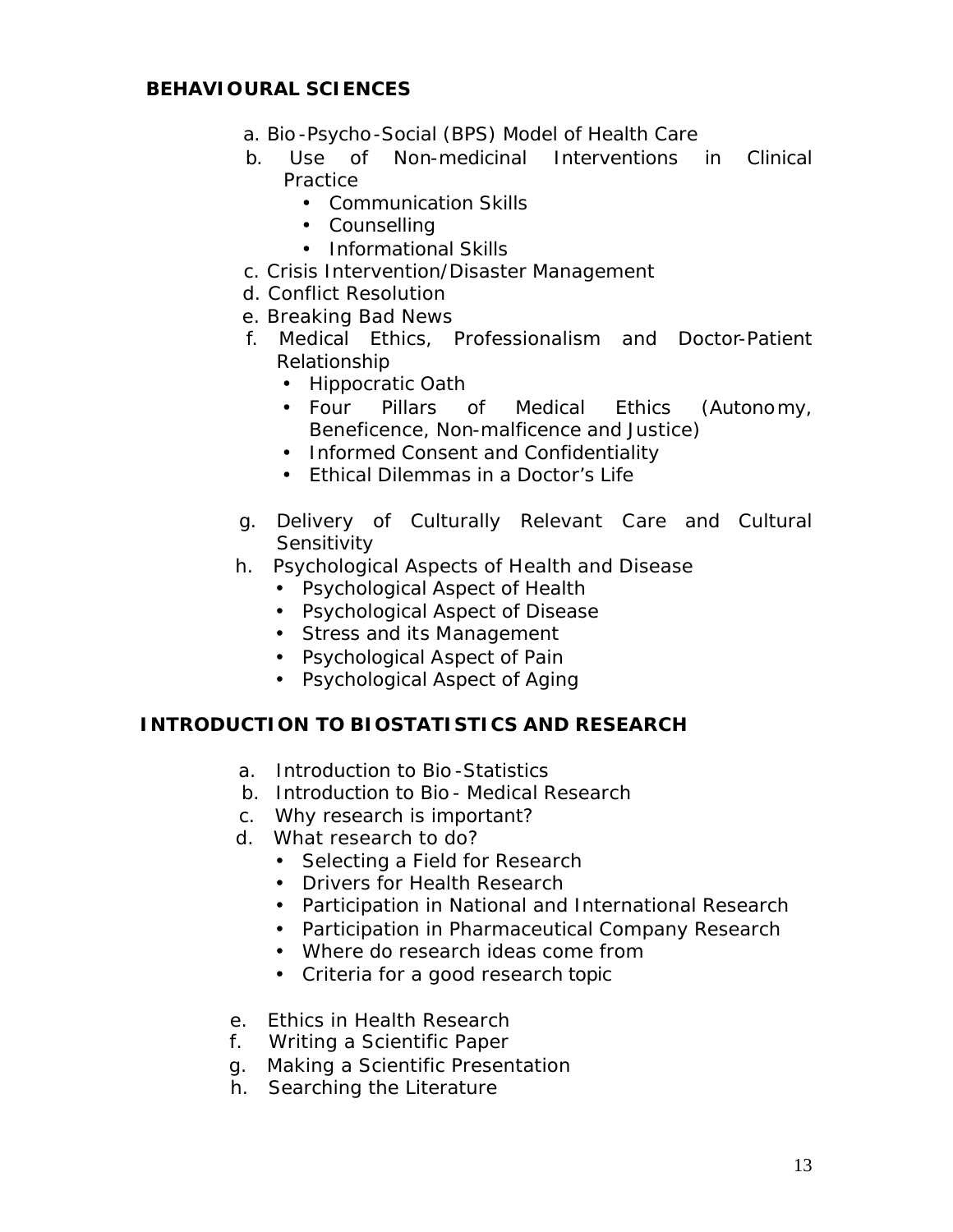## BEHAVIOURAL SCIENCES

a. Bio-Psycho-Social (BPS) Model of Health Care

b. Use of Non-medicinal Interventions in Clinical Practice
  - Communication Skills
  - Counselling
  - Informational Skills

c. Crisis Intervention/Disaster Management

d. Conflict Resolution

e. Breaking Bad News

f. Medical Ethics, Professionalism and Doctor-Patient Relationship
  - Hippocratic Oath
  - Four Pillars of Medical Ethics (Autonomy, Beneficence, Non-malficence and Justice)
  - Informed Consent and Confidentiality
  - Ethical Dilemmas in a Doctor's Life

g. Delivery of Culturally Relevant Care and Cultural Sensitivity

h. Psychological Aspects of Health and Disease
  - Psychological Aspect of Health
  - Psychological Aspect of Disease
  - Stress and its Management
  - Psychological Aspect of Pain
  - Psychological Aspect of Aging

## INTRODUCTION TO BIOSTATISTICS AND RESEARCH

a. Introduction to Bio-Statistics

b. Introduction to Bio- Medical Research

c. Why research is important?

d. What research to do?
  - Selecting a Field for Research
  - Drivers for Health Research
  - Participation in National and International Research
  - Participation in Pharmaceutical Company Research
  - Where do research ideas come from
  - Criteria for a good research topic

e. Ethics in Health Research

f. Writing a Scientific Paper

g. Making a Scientific Presentation

h. Searching the Literature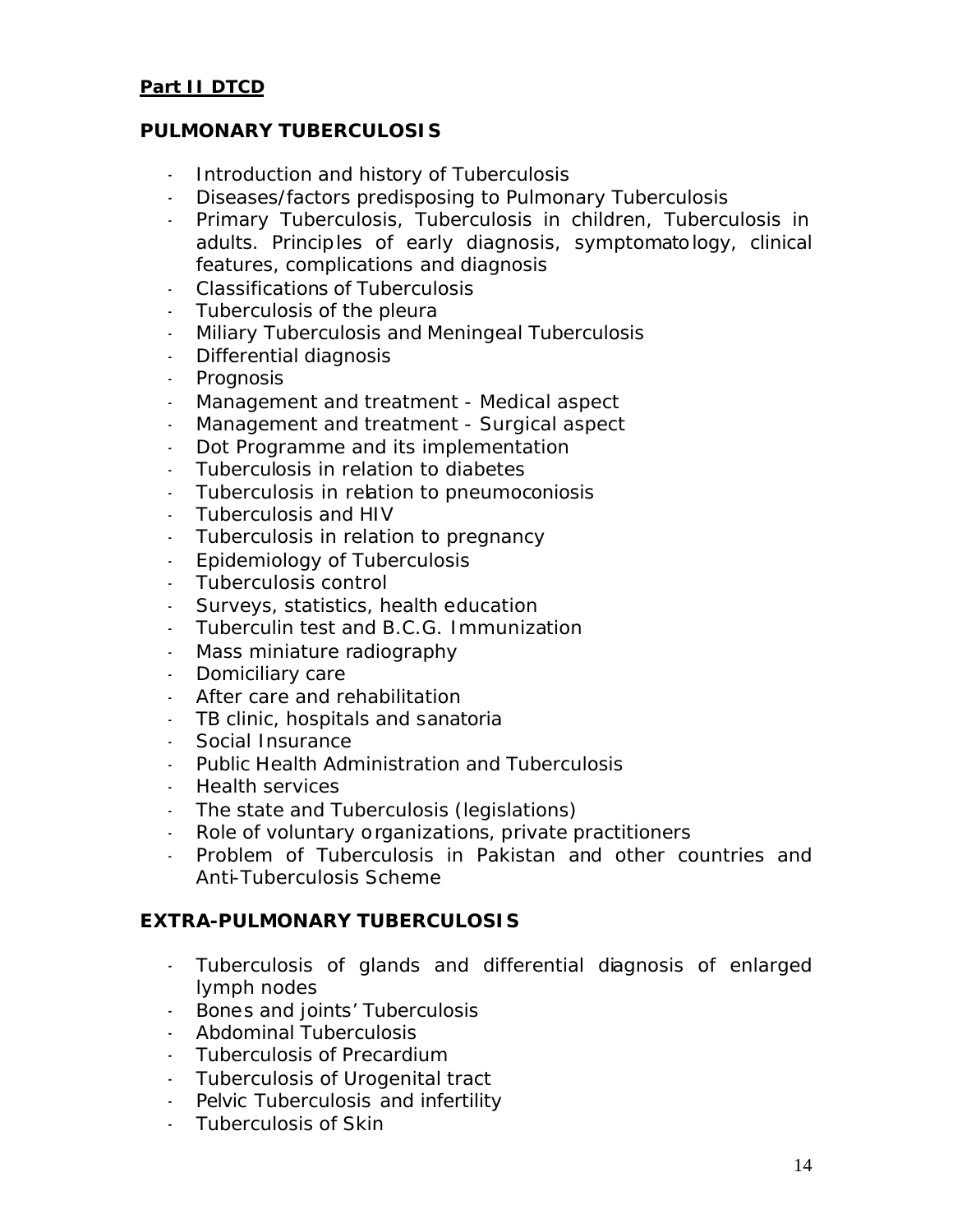**Part II DTCD**

## PULMONARY TUBERCULOSIS

- Introduction and history of Tuberculosis
- Diseases/factors predisposing to Pulmonary Tuberculosis
- Primary Tuberculosis, Tuberculosis in children, Tuberculosis in adults. Principles of early diagnosis, symptomatology, clinical features, complications and diagnosis
- Classifications of Tuberculosis
- Tuberculosis of the pleura
- Miliary Tuberculosis and Meningeal Tuberculosis
- Differential diagnosis
- Prognosis
- Management and treatment - Medical aspect
- Management and treatment - Surgical aspect
- Dot Programme and its implementation
- Tuberculosis in relation to diabetes
- Tuberculosis in relation to pneumoconiosis
- Tuberculosis and HIV
- Tuberculosis in relation to pregnancy
- Epidemiology of Tuberculosis
- Tuberculosis control
- Surveys, statistics, health education
- Tuberculin test and B.C.G. Immunization
- Mass miniature radiography
- Domiciliary care
- After care and rehabilitation
- TB clinic, hospitals and sanatoria
- Social Insurance
- Public Health Administration and Tuberculosis
- Health services
- The state and Tuberculosis (legislations)
- Role of voluntary organizations, private practitioners
- Problem of Tuberculosis in Pakistan and other countries and Anti-Tuberculosis Scheme

## EXTRA-PULMONARY TUBERCULOSIS

- Tuberculosis of glands and differential diagnosis of enlarged lymph nodes
- Bones and joints' Tuberculosis
- Abdominal Tuberculosis
- Tuberculosis of Precardium
- Tuberculosis of Urogenital tract
- Pelvic Tuberculosis and infertility
- Tuberculosis of Skin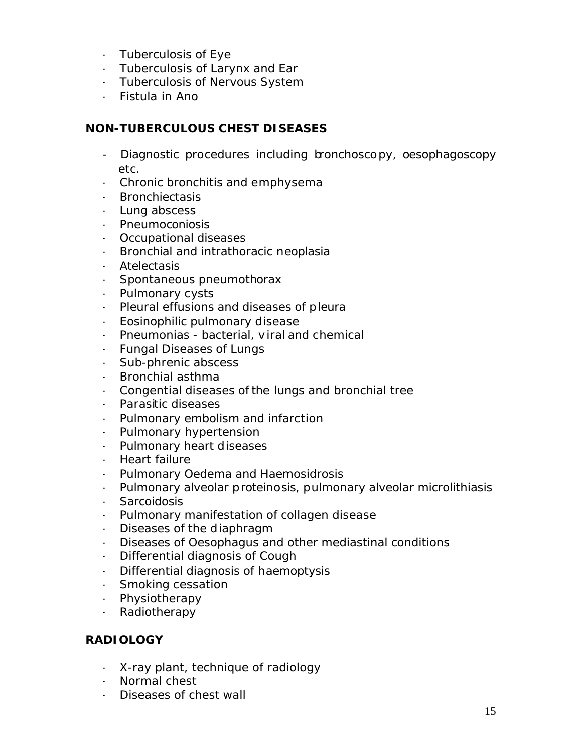- Tuberculosis of Eye
- Tuberculosis of Larynx and Ear
- Tuberculosis of Nervous System
- Fistula in Ano

## NON-TUBERCULOUS CHEST DISEASES

- Diagnostic procedures including bronchoscopy, oesophagoscopy etc.
- Chronic bronchitis and emphysema
- Bronchiectasis
- Lung abscess
- Pneumoconiosis
- Occupational diseases
- Bronchial and intrathoracic neoplasia
- Atelectasis
- Spontaneous pneumothorax
- Pulmonary cysts
- Pleural effusions and diseases of pleura
- Eosinophilic pulmonary disease
- Pneumonias - bacterial, viral and chemical
- Fungal Diseases of Lungs
- Sub-phrenic abscess
- Bronchial asthma
- Congential diseases of the lungs and bronchial tree
- Parasitic diseases
- Pulmonary embolism and infarction
- Pulmonary hypertension
- Pulmonary heart diseases
- Heart failure
- Pulmonary Oedema and Haemosidrosis
- Pulmonary alveolar proteinosis, pulmonary alveolar microlithiasis
- Sarcoidosis
- Pulmonary manifestation of collagen disease
- Diseases of the diaphragm
- Diseases of Oesophagus and other mediastinal conditions
- Differential diagnosis of Cough
- Differential diagnosis of haemoptysis
- Smoking cessation
- Physiotherapy
- Radiotherapy

## RADIOLOGY

- X-ray plant, technique of radiology
- Normal chest
- Diseases of chest wall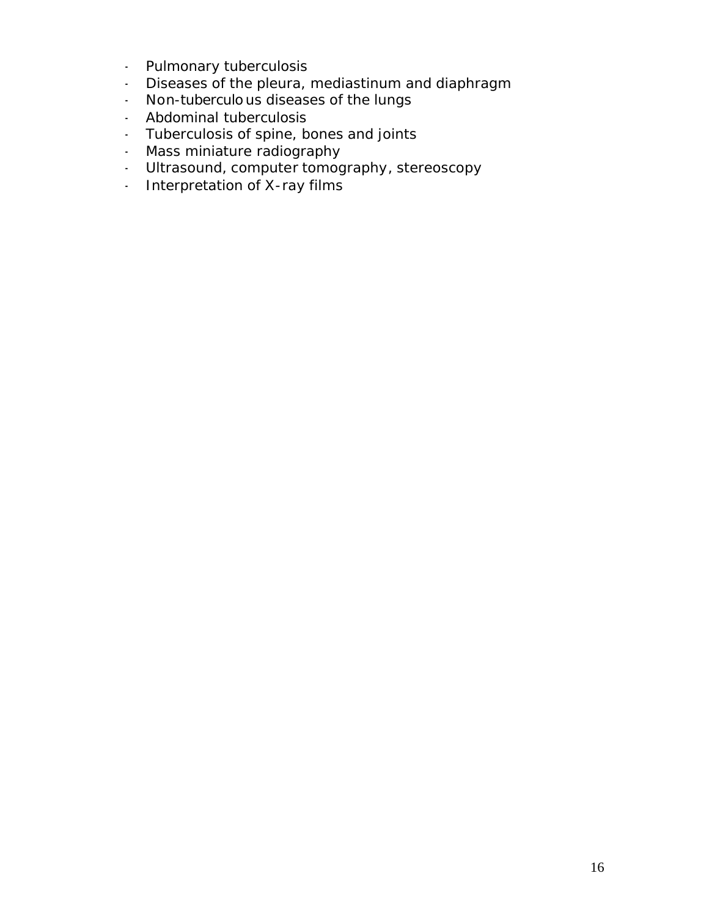- Pulmonary tuberculosis
- Diseases of the pleura, mediastinum and diaphragm
- Non-tuberculous diseases of the lungs
- Abdominal tuberculosis
- Tuberculosis of spine, bones and joints
- Mass miniature radiography
- Ultrasound, computer tomography, stereoscopy
- Interpretation of X-ray films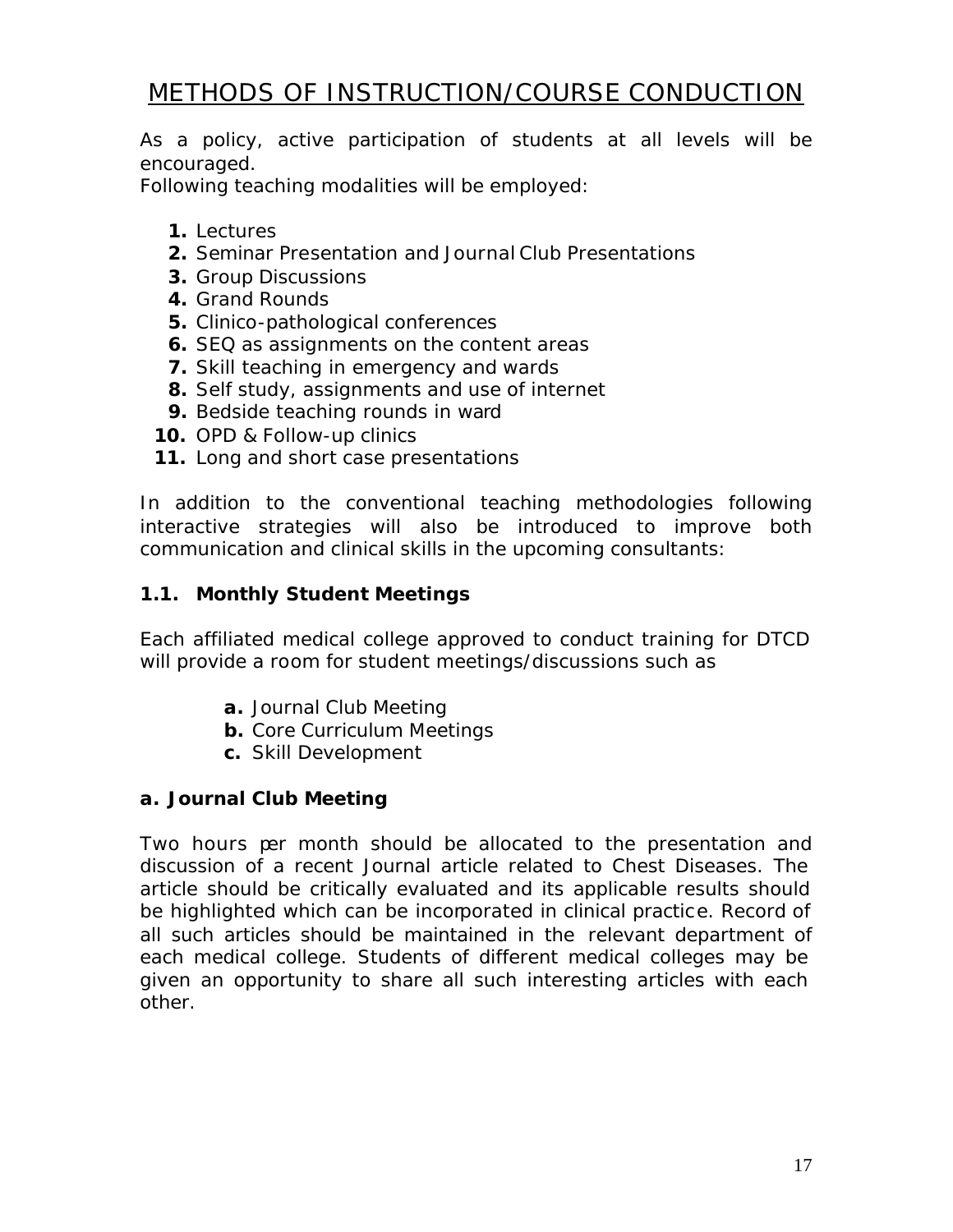# METHODS OF INSTRUCTION/COURSE CONDUCTION

As a policy, active participation of students at all levels will be encouraged.

Following teaching modalities will be employed:

1. Lectures
2. Seminar Presentation and Journal Club Presentations
3. Group Discussions
4. Grand Rounds
5. Clinico-pathological conferences
6. SEQ as assignments on the content areas
7. Skill teaching in emergency and wards
8. Self study, assignments and use of internet
9. Bedside teaching rounds in ward
10. OPD & Follow-up clinics
11. Long and short case presentations

In addition to the conventional teaching methodologies following interactive strategies will also be introduced to improve both communication and clinical skills in the upcoming consultants:

### 1.1. Monthly Student Meetings

Each affiliated medical college approved to conduct training for DTCD will provide a room for student meetings/discussions such as

- **a.** Journal Club Meeting
- **b.** Core Curriculum Meetings
- **c.** Skill Development

### a. Journal Club Meeting

Two hours per month should be allocated to the presentation and discussion of a recent Journal article related to Chest Diseases. The article should be critically evaluated and its applicable results should be highlighted which can be incorporated in clinical practice. Record of all such articles should be maintained in the relevant department of each medical college. Students of different medical colleges may be given an opportunity to share all such interesting articles with each other.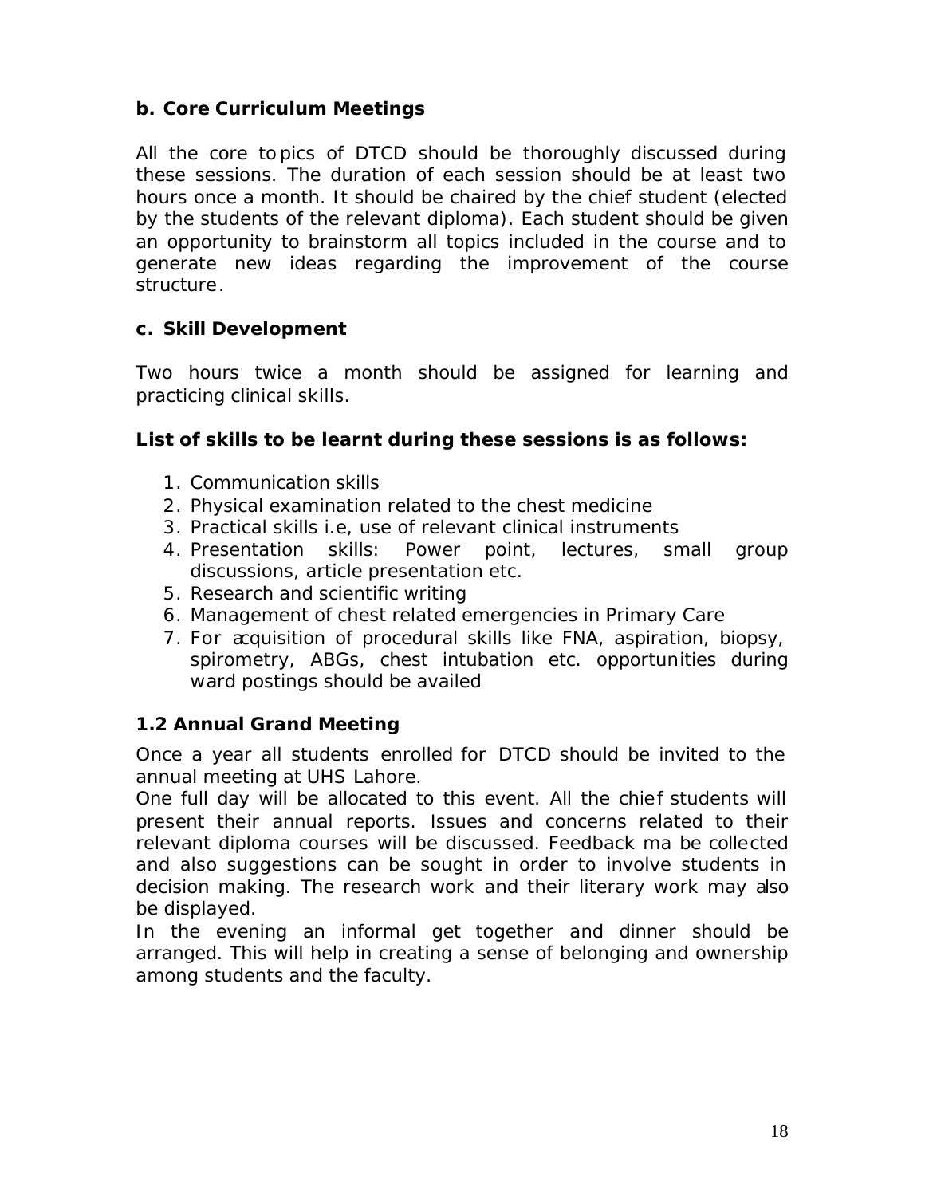### b. Core Curriculum Meetings

All the core topics of DTCD should be thoroughly discussed during these sessions. The duration of each session should be at least two hours once a month. It should be chaired by the chief student (elected by the students of the relevant diploma). Each student should be given an opportunity to brainstorm all topics included in the course and to generate new ideas regarding the improvement of the course structure.

### c. Skill Development

Two hours twice a month should be assigned for learning and practicing clinical skills.

**List of skills to be learnt during these sessions is as follows:**

1. Communication skills
2. Physical examination related to the chest medicine
3. Practical skills i.e, use of relevant clinical instruments
4. Presentation skills: Power point, lectures, small group discussions, article presentation etc.
5. Research and scientific writing
6. Management of chest related emergencies in Primary Care
7. For acquisition of procedural skills like FNA, aspiration, biopsy, spirometry, ABGs, chest intubation etc. opportunities during ward postings should be availed

## 1.2 Annual Grand Meeting

Once a year all students enrolled for DTCD should be invited to the annual meeting at UHS Lahore.

One full day will be allocated to this event. All the chief students will present their annual reports. Issues and concerns related to their relevant diploma courses will be discussed. Feedback ma be collected and also suggestions can be sought in order to involve students in decision making. The research work and their literary work may also be displayed.

In the evening an informal get together and dinner should be arranged. This will help in creating a sense of belonging and ownership among students and the faculty.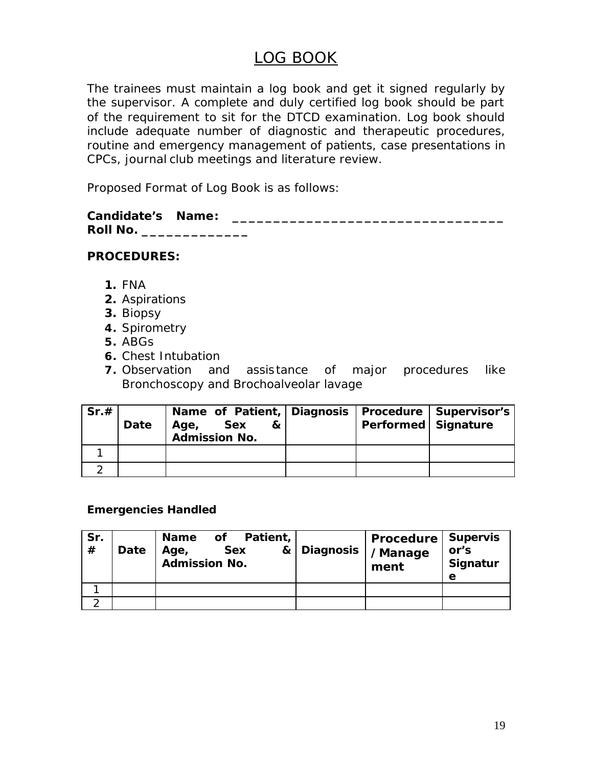# LOG BOOK

The trainees must maintain a log book and get it signed regularly by the supervisor. A complete and duly certified log book should be part of the requirement to sit for the DTCD examination. Log book should include adequate number of diagnostic and therapeutic procedures, routine and emergency management of patients, case presentations in CPCs, journal club meetings and literature review.

Proposed Format of Log Book is as follows:

**Candidate's Name: __________________________________**
**Roll No. _____________**

**PROCEDURES:**

1. FNA
2. Aspirations
3. Biopsy
4. Spirometry
5. ABGs
6. Chest Intubation
7. Observation and assistance of major procedures like Bronchoscopy and Brochoalveolar lavage

| Sr.# | Date | Name of Patient, Age, Sex & Admission No. | Diagnosis | Procedure Performed | Supervisor's Signature |
|---|---|---|---|---|---|
| 1 | | | | | |
| 2 | | | | | |

**Emergencies Handled**

| Sr. # | Date | Name of Patient, Age, Sex & Admission No. | Diagnosis | Procedure / Management | Supervisor's Signature |
|---|---|---|---|---|---|
| 1 | | | | | |
| 2 | | | | | |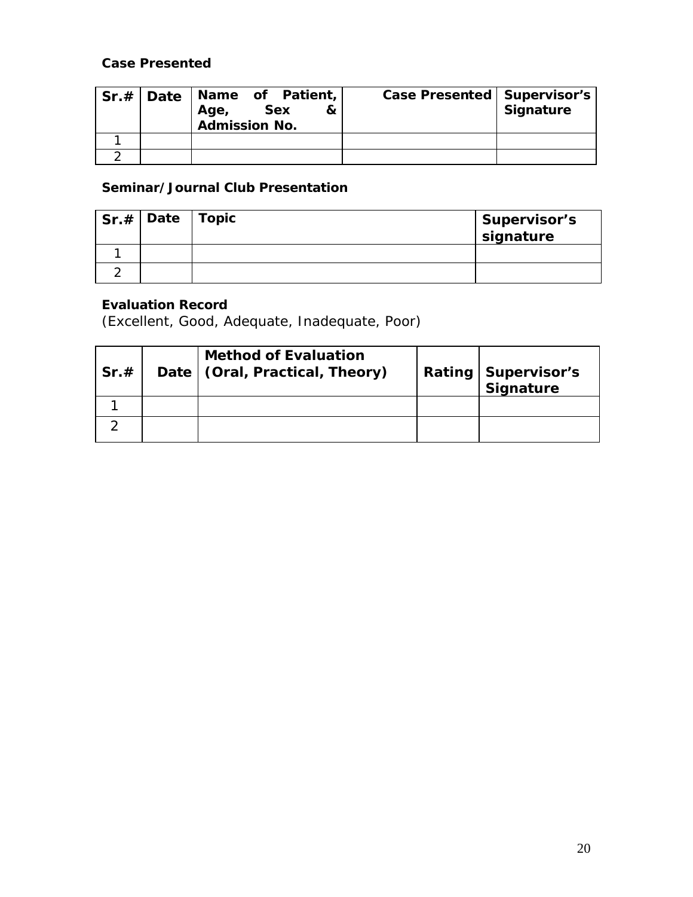**Case Presented**

| Sr.# | Date | Name of Patient, Age, Sex & Admission No. | Case Presented | Supervisor's Signature |
|---|---|---|---|---|
| 1 | | | | |
| 2 | | | | |

**Seminar/Journal Club Presentation**

| Sr.# | Date | Topic | Supervisor's signature |
|---|---|---|---|
| 1 | | | |
| 2 | | | |

**Evaluation Record**
(Excellent, Good, Adequate, Inadequate, Poor)

| Sr.# | Date | Method of Evaluation (Oral, Practical, Theory) | Rating | Supervisor's Signature |
|---|---|---|---|---|
| 1 | | | | |
| 2 | | | | |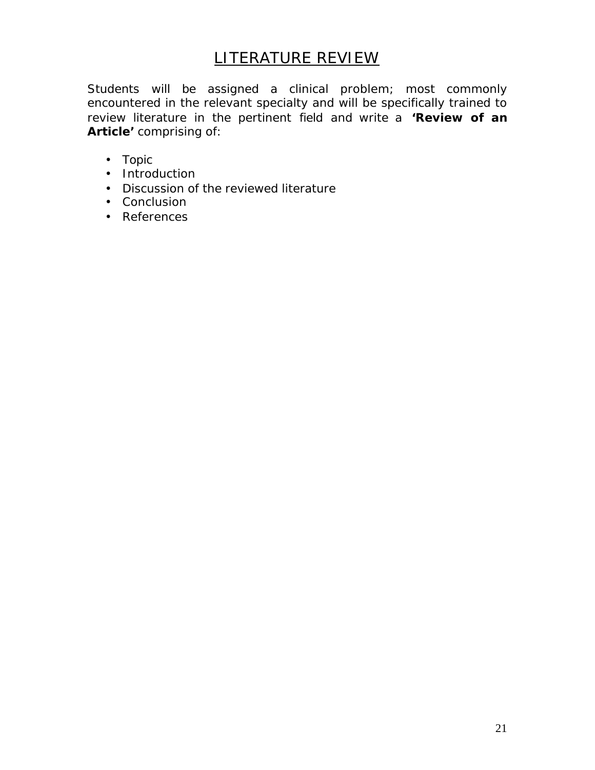# LITERATURE REVIEW

Students will be assigned a clinical problem; most commonly encountered in the relevant specialty and will be specifically trained to review literature in the pertinent field and write a **'Review of an Article'** comprising of:

- Topic
- Introduction
- Discussion of the reviewed literature
- Conclusion
- References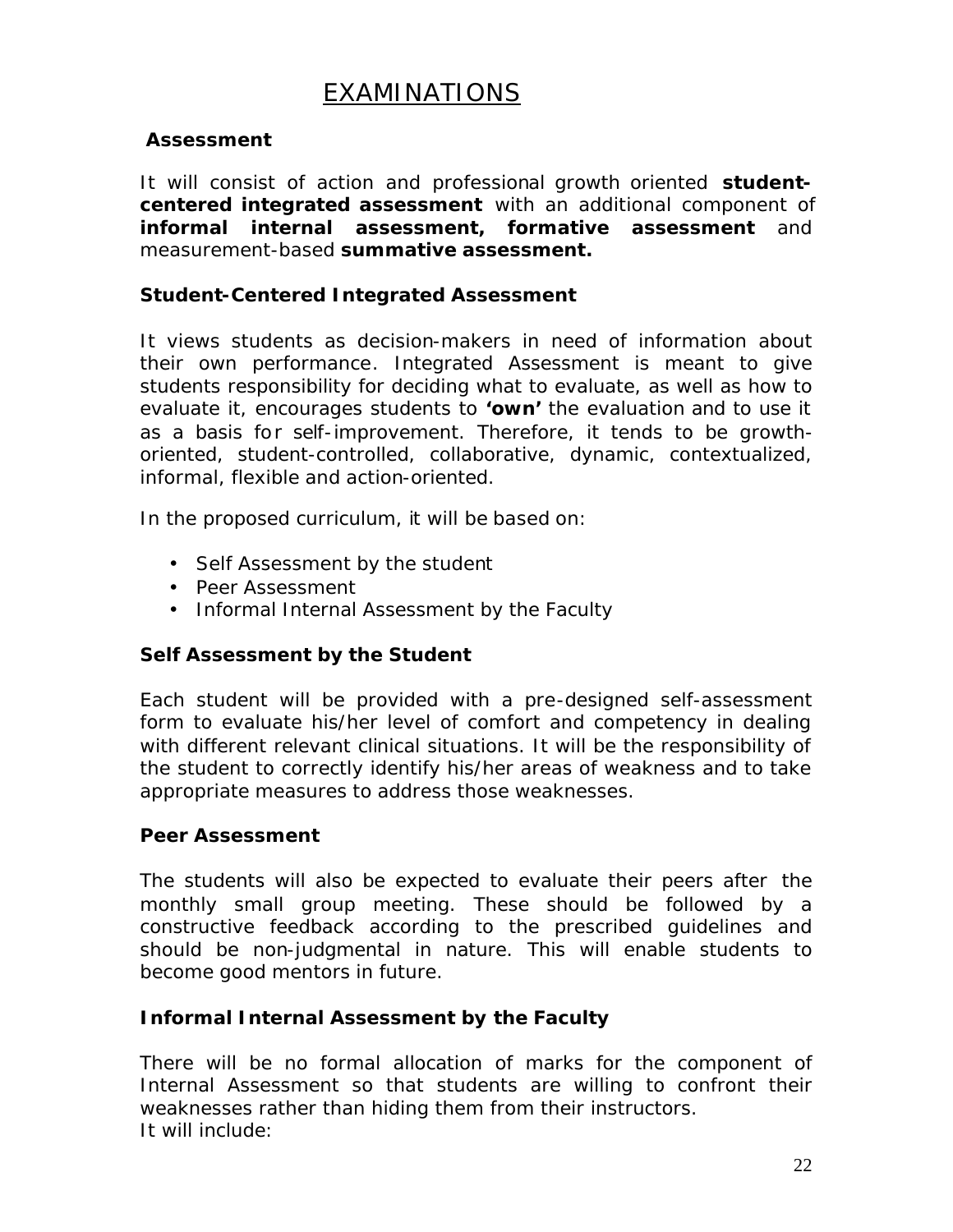# EXAMINATIONS

### Assessment

It will consist of action and professional growth oriented **student-centered integrated assessment** with an additional component of **informal internal assessment, formative assessment** and measurement-based **summative assessment.**

### Student-Centered Integrated Assessment

It views students as decision-makers in need of information about their own performance. Integrated Assessment is meant to give students responsibility for deciding what to evaluate, as well as how to evaluate it, encourages students to **'own'** the evaluation and to use it as a basis for self-improvement. Therefore, it tends to be growth-oriented, student-controlled, collaborative, dynamic, contextualized, informal, flexible and action-oriented.

In the proposed curriculum, it will be based on:

- Self Assessment by the student
- Peer Assessment
- Informal Internal Assessment by the Faculty

### Self Assessment by the Student

Each student will be provided with a pre-designed self-assessment form to evaluate his/her level of comfort and competency in dealing with different relevant clinical situations. It will be the responsibility of the student to correctly identify his/her areas of weakness and to take appropriate measures to address those weaknesses.

### Peer Assessment

The students will also be expected to evaluate their peers after the monthly small group meeting. These should be followed by a constructive feedback according to the prescribed guidelines and should be non-judgmental in nature. This will enable students to become good mentors in future.

### Informal Internal Assessment by the Faculty

There will be no formal allocation of marks for the component of Internal Assessment so that students are willing to confront their weaknesses rather than hiding them from their instructors.
It will include: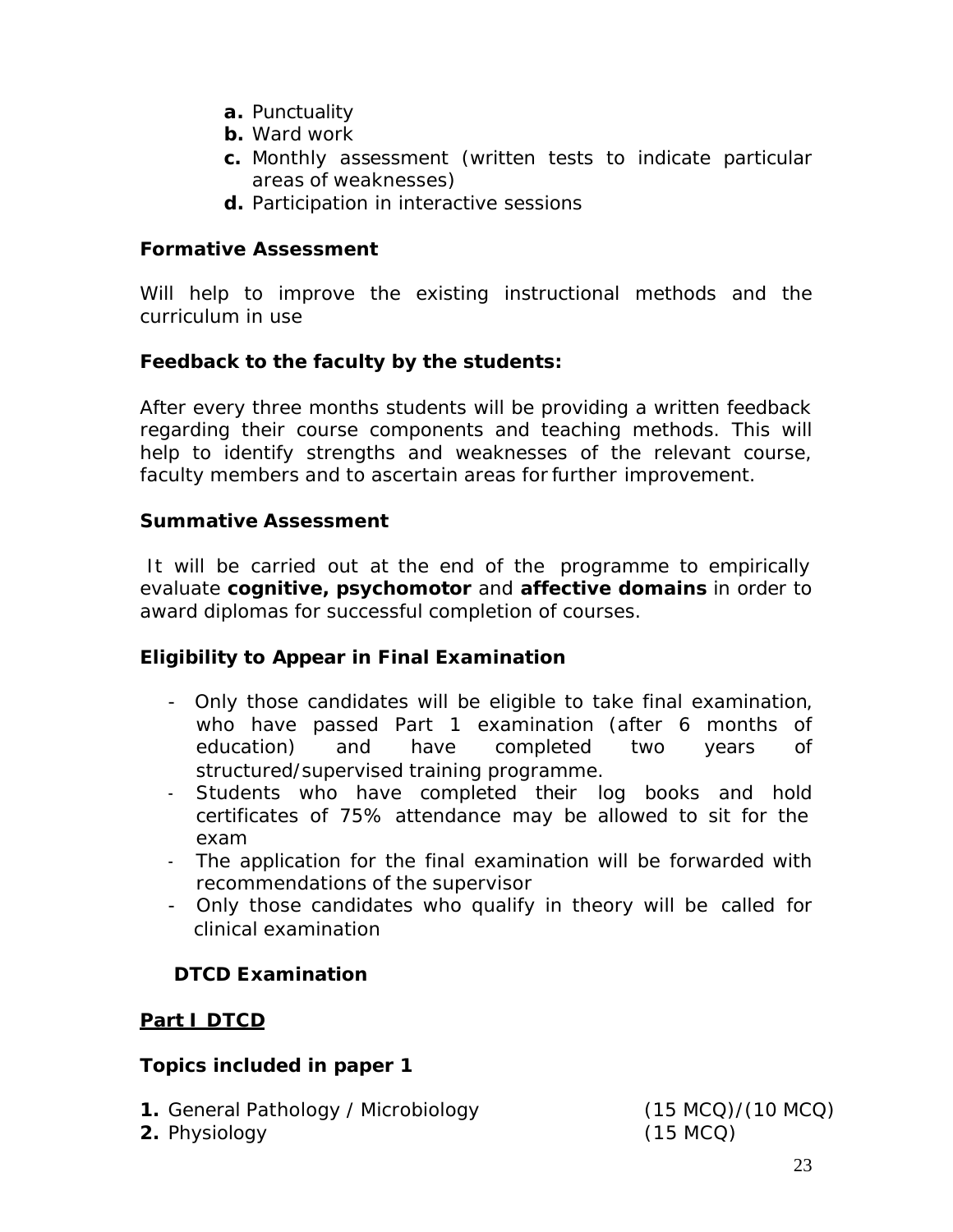a. Punctuality
b. Ward work
c. Monthly assessment (written tests to indicate particular areas of weaknesses)
d. Participation in interactive sessions

**Formative Assessment**

Will help to improve the existing instructional methods and the curriculum in use

**Feedback to the faculty by the students:**

After every three months students will be providing a written feedback regarding their course components and teaching methods. This will help to identify strengths and weaknesses of the relevant course, faculty members and to ascertain areas for further improvement.

**Summative Assessment**

It will be carried out at the end of the programme to empirically evaluate **cognitive, psychomotor** and **affective domains** in order to award diplomas for successful completion of courses.

**Eligibility to Appear in Final Examination**

- Only those candidates will be eligible to take final examination, who have passed Part 1 examination (after 6 months of education) and have completed two years of structured/supervised training programme.
- Students who have completed their log books and hold certificates of 75% attendance may be allowed to sit for the exam
- The application for the final examination will be forwarded with recommendations of the supervisor
- Only those candidates who qualify in theory will be called for clinical examination

**DTCD Examination**

**Part I DTCD**

**Topics included in paper 1**

1. General Pathology / Microbiology (15 MCQ)/(10 MCQ)
2. Physiology (15 MCQ)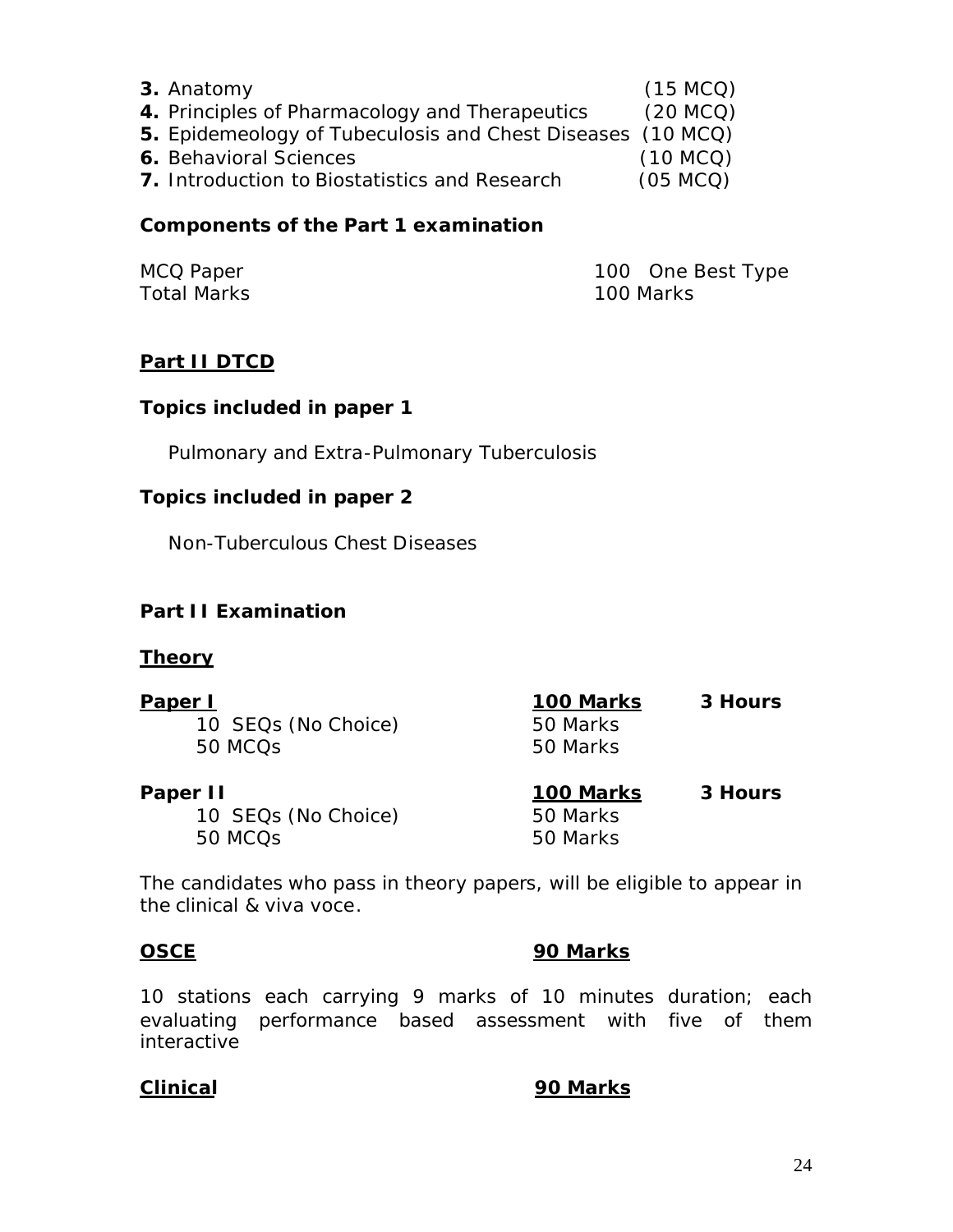**3.** Anatomy (15 MCQ)
**4.** Principles of Pharmacology and Therapeutics (20 MCQ)
**5.** Epidemeology of Tubeculosis and Chest Diseases (10 MCQ)
**6.** Behavioral Sciences (10 MCQ)
**7.** Introduction to Biostatistics and Research (05 MCQ)

**Components of the Part 1 examination**

| | |
|---|---|
| MCQ Paper | 100 One Best Type |
| Total Marks | 100 Marks |

## Part II DTCD

**Topics included in paper 1**

Pulmonary and Extra-Pulmonary Tuberculosis

**Topics included in paper 2**

Non-Tuberculous Chest Diseases

**Part II Examination**

**Theory**

| | | |
|---|---|---|
| **Paper I** | **100 Marks** | **3 Hours** |
| 10 SEQs (No Choice) | 50 Marks | |
| 50 MCQs | 50 Marks | |
| **Paper II** | **100 Marks** | **3 Hours** |
| 10 SEQs (No Choice) | 50 Marks | |
| 50 MCQs | 50 Marks | |

The candidates who pass in theory papers, will be eligible to appear in the clinical & viva voce.

**OSCE** **90 Marks**

10 stations each carrying 9 marks of 10 minutes duration; each evaluating performance based assessment with five of them interactive

**Clinical** **90 Marks**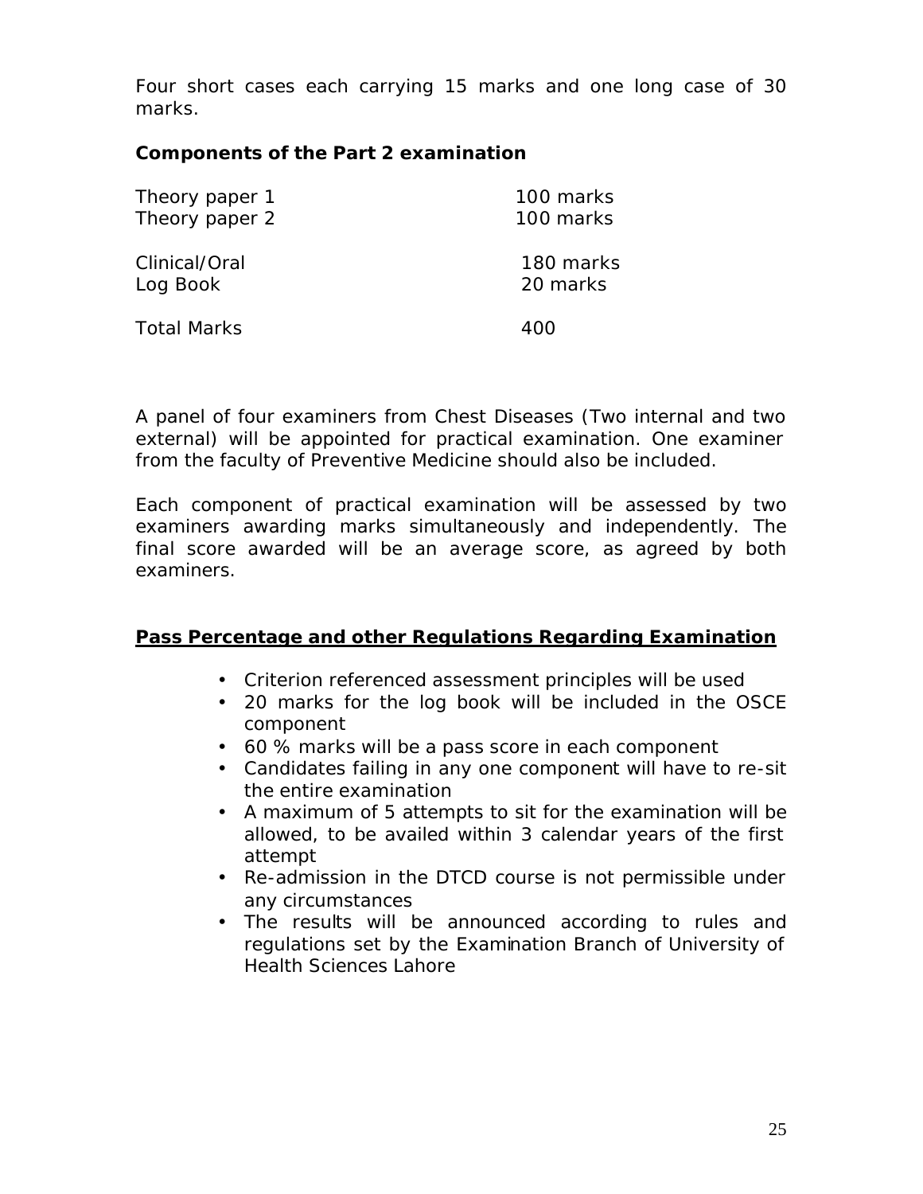Four short cases each carrying 15 marks and one long case of 30 marks.

**Components of the Part 2 examination**

| | |
|---|---|
| Theory paper 1 | 100 marks |
| Theory paper 2 | 100 marks |
| Clinical/Oral | 180 marks |
| Log Book | 20 marks |
| Total Marks | 400 |

A panel of four examiners from Chest Diseases (Two internal and two external) will be appointed for practical examination. One examiner from the faculty of Preventive Medicine should also be included.

Each component of practical examination will be assessed by two examiners awarding marks simultaneously and independently. The final score awarded will be an average score, as agreed by both examiners.

**Pass Percentage and other Regulations Regarding Examination**

- Criterion referenced assessment principles will be used
- 20 marks for the log book will be included in the OSCE component
- 60 % marks will be a pass score in each component
- Candidates failing in any one component will have to re-sit the entire examination
- A maximum of 5 attempts to sit for the examination will be allowed, to be availed within 3 calendar years of the first attempt
- Re-admission in the DTCD course is not permissible under any circumstances
- The results will be announced according to rules and regulations set by the Examination Branch of University of Health Sciences Lahore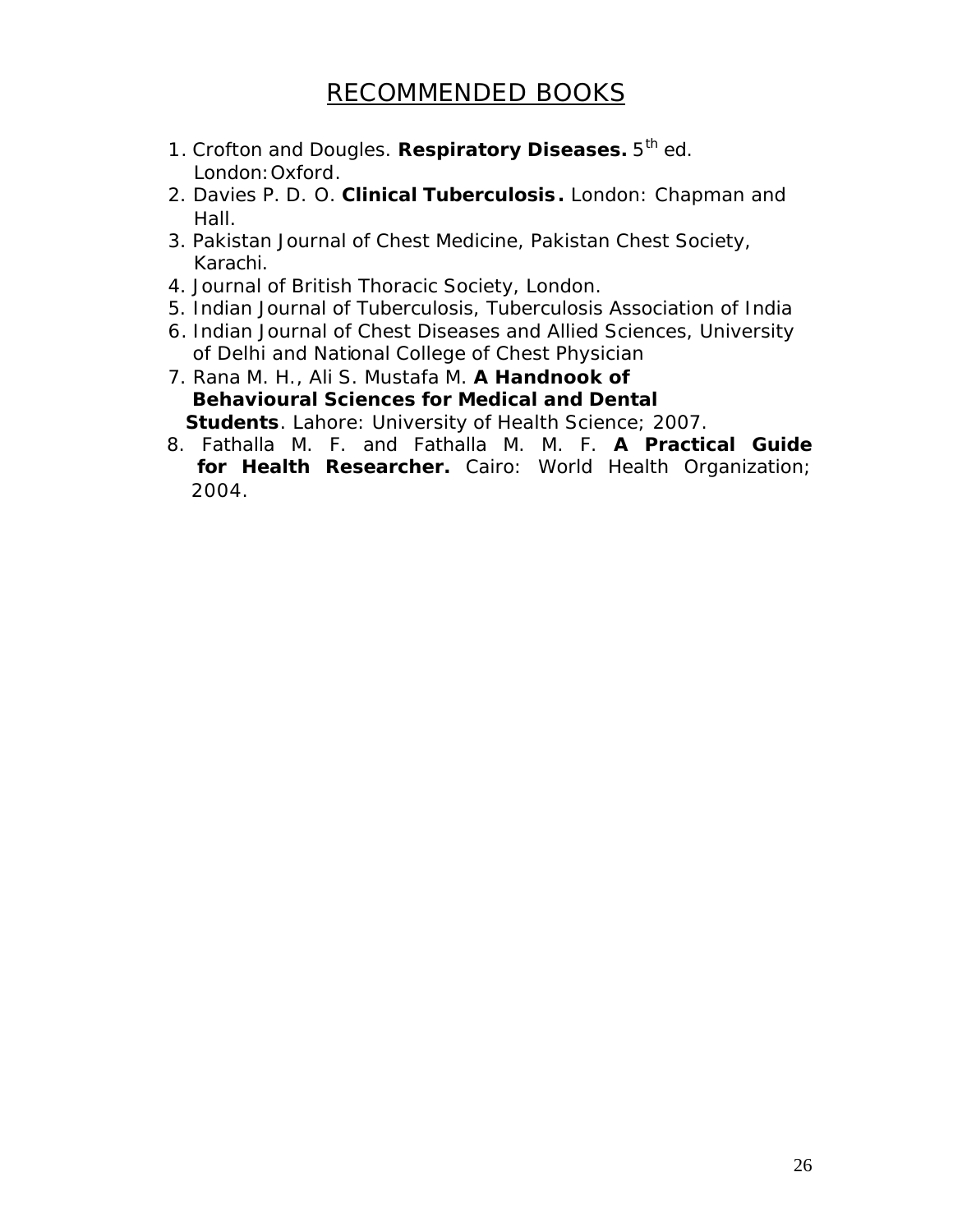# RECOMMENDED BOOKS

1. Crofton and Dougles. **Respiratory Diseases.** 5th ed. London: Oxford.
2. Davies P. D. O. **Clinical Tuberculosis.** London: Chapman and Hall.
3. Pakistan Journal of Chest Medicine, Pakistan Chest Society, Karachi.
4. Journal of British Thoracic Society, London.
5. Indian Journal of Tuberculosis, Tuberculosis Association of India
6. Indian Journal of Chest Diseases and Allied Sciences, University of Delhi and National College of Chest Physician
7. Rana M. H., Ali S. Mustafa M. **A Handnook of Behavioural Sciences for Medical and Dental Students**. Lahore: University of Health Science; 2007.
8. Fathalla M. F. and Fathalla M. M. F. **A Practical Guide for Health Researcher.** Cairo: World Health Organization; 2004.